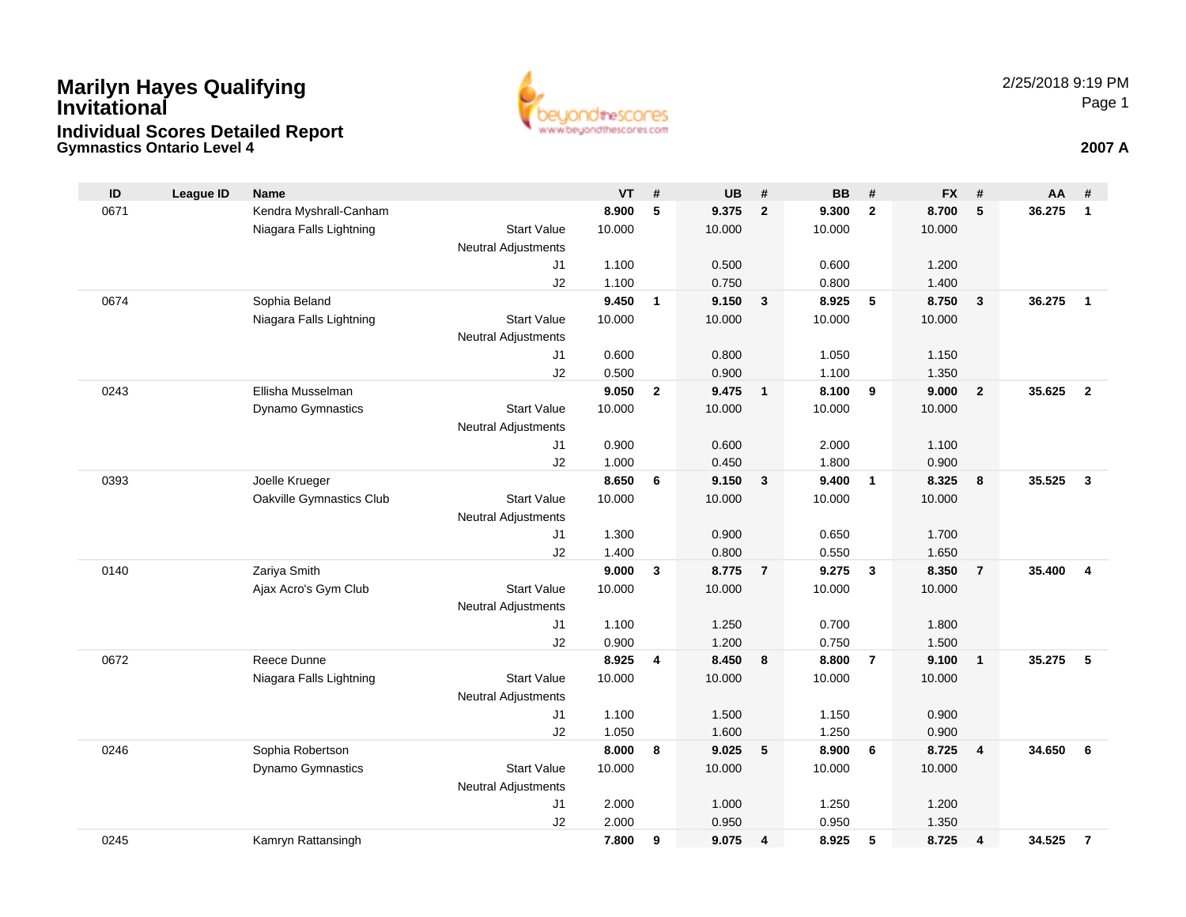# Marilyn Hayes Qualifying Invitational

## Individual Scores Detailed Report

**Gymnastics Ontario Level 4**

2/25/2018 9:19 PM

**2007 A**

| ID | League ID | Name | | VT | # | UB | # | BB | # | FX | # | AA | # |
|---|---|---|---|---|---|---|---|---|---|---|---|---|---|
| 0671 | | Kendra Myshrall-Canham | | **8.900** | **5** | **9.375** | **2** | **9.300** | **2** | **8.700** | **5** | **36.275** | **1** |
| | | Niagara Falls Lightning | Start Value | 10.000 | | 10.000 | | 10.000 | | 10.000 | | | |
| | | | Neutral Adjustments | | | | | | | | | | |
| | | | J1 | 1.100 | | 0.500 | | 0.600 | | 1.200 | | | |
| | | | J2 | 1.100 | | 0.750 | | 0.800 | | 1.400 | | | |
| 0674 | | Sophia Beland | | **9.450** | **1** | **9.150** | **3** | **8.925** | **5** | **8.750** | **3** | **36.275** | **1** |
| | | Niagara Falls Lightning | Start Value | 10.000 | | 10.000 | | 10.000 | | 10.000 | | | |
| | | | Neutral Adjustments | | | | | | | | | | |
| | | | J1 | 0.600 | | 0.800 | | 1.050 | | 1.150 | | | |
| | | | J2 | 0.500 | | 0.900 | | 1.100 | | 1.350 | | | |
| 0243 | | Ellisha Musselman | | **9.050** | **2** | **9.475** | **1** | **8.100** | **9** | **9.000** | **2** | **35.625** | **2** |
| | | Dynamo Gymnastics | Start Value | 10.000 | | 10.000 | | 10.000 | | 10.000 | | | |
| | | | Neutral Adjustments | | | | | | | | | | |
| | | | J1 | 0.900 | | 0.600 | | 2.000 | | 1.100 | | | |
| | | | J2 | 1.000 | | 0.450 | | 1.800 | | 0.900 | | | |
| 0393 | | Joelle Krueger | | **8.650** | **6** | **9.150** | **3** | **9.400** | **1** | **8.325** | **8** | **35.525** | **3** |
| | | Oakville Gymnastics Club | Start Value | 10.000 | | 10.000 | | 10.000 | | 10.000 | | | |
| | | | Neutral Adjustments | | | | | | | | | | |
| | | | J1 | 1.300 | | 0.900 | | 0.650 | | 1.700 | | | |
| | | | J2 | 1.400 | | 0.800 | | 0.550 | | 1.650 | | | |
| 0140 | | Zariya Smith | | **9.000** | **3** | **8.775** | **7** | **9.275** | **3** | **8.350** | **7** | **35.400** | **4** |
| | | Ajax Acro's Gym Club | Start Value | 10.000 | | 10.000 | | 10.000 | | 10.000 | | | |
| | | | Neutral Adjustments | | | | | | | | | | |
| | | | J1 | 1.100 | | 1.250 | | 0.700 | | 1.800 | | | |
| | | | J2 | 0.900 | | 1.200 | | 0.750 | | 1.500 | | | |
| 0672 | | Reece Dunne | | **8.925** | **4** | **8.450** | **8** | **8.800** | **7** | **9.100** | **1** | **35.275** | **5** |
| | | Niagara Falls Lightning | Start Value | 10.000 | | 10.000 | | 10.000 | | 10.000 | | | |
| | | | Neutral Adjustments | | | | | | | | | | |
| | | | J1 | 1.100 | | 1.500 | | 1.150 | | 0.900 | | | |
| | | | J2 | 1.050 | | 1.600 | | 1.250 | | 0.900 | | | |
| 0246 | | Sophia Robertson | | **8.000** | **8** | **9.025** | **5** | **8.900** | **6** | **8.725** | **4** | **34.650** | **6** |
| | | Dynamo Gymnastics | Start Value | 10.000 | | 10.000 | | 10.000 | | 10.000 | | | |
| | | | Neutral Adjustments | | | | | | | | | | |
| | | | J1 | 2.000 | | 1.000 | | 1.250 | | 1.200 | | | |
| | | | J2 | 2.000 | | 0.950 | | 0.950 | | 1.350 | | | |
| 0245 | | Kamryn Rattansingh | | **7.800** | **9** | **9.075** | **4** | **8.925** | **5** | **8.725** | **4** | **34.525** | **7** |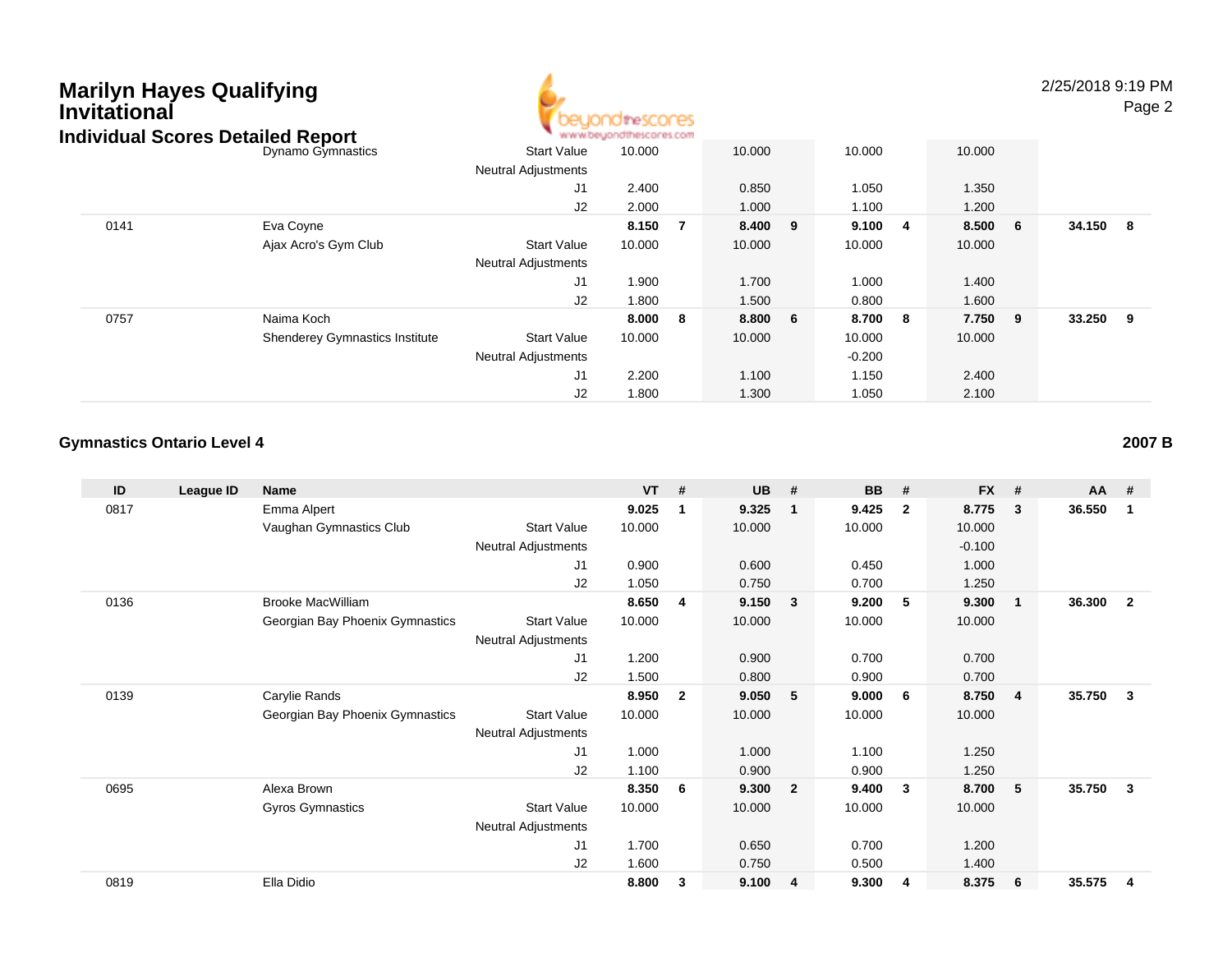## Marilyn Hayes Qualifying Invitational

### Individual Scores Detailed Report

| ID | League ID | Name | | VT | # | UB | # | BB | # | FX | # | AA | # |
|---|---|---|---|---|---|---|---|---|---|---|---|---|---|
| | | Dynamo Gymnastics | Start Value | 10.000 | | 10.000 | | 10.000 | | 10.000 | | | |
| | | | Neutral Adjustments | | | | | | | | | | |
| | | | J1 | 2.400 | | 0.850 | | 1.050 | | 1.350 | | | |
| | | | J2 | 2.000 | | 1.000 | | 1.100 | | 1.200 | | | |
| 0141 | | Eva Coyne | | **8.150** | **7** | **8.400** | **9** | **9.100** | **4** | **8.500** | **6** | **34.150** | **8** |
| | | Ajax Acro's Gym Club | Start Value | 10.000 | | 10.000 | | 10.000 | | 10.000 | | | |
| | | | Neutral Adjustments | | | | | | | | | | |
| | | | J1 | 1.900 | | 1.700 | | 1.000 | | 1.400 | | | |
| | | | J2 | 1.800 | | 1.500 | | 0.800 | | 1.600 | | | |
| 0757 | | Naima Koch | | **8.000** | **8** | **8.800** | **6** | **8.700** | **8** | **7.750** | **9** | **33.250** | **9** |
| | | Shenderey Gymnastics Institute | Start Value | 10.000 | | 10.000 | | 10.000 | | 10.000 | | | |
| | | | Neutral Adjustments | | | | | -0.200 | | | | | |
| | | | J1 | 2.200 | | 1.100 | | 1.150 | | 2.400 | | | |
| | | | J2 | 1.800 | | 1.300 | | 1.050 | | 2.100 | | | |

### Gymnastics Ontario Level 4 — 2007 B

| ID | League ID | Name | | VT | # | UB | # | BB | # | FX | # | AA | # |
|---|---|---|---|---|---|---|---|---|---|---|---|---|---|
| 0817 | | Emma Alpert | | **9.025** | **1** | **9.325** | **1** | **9.425** | **2** | **8.775** | **3** | **36.550** | **1** |
| | | Vaughan Gymnastics Club | Start Value | 10.000 | | 10.000 | | 10.000 | | 10.000 | | | |
| | | | Neutral Adjustments | | | | | | | -0.100 | | | |
| | | | J1 | 0.900 | | 0.600 | | 0.450 | | 1.000 | | | |
| | | | J2 | 1.050 | | 0.750 | | 0.700 | | 1.250 | | | |
| 0136 | | Brooke MacWilliam | | **8.650** | **4** | **9.150** | **3** | **9.200** | **5** | **9.300** | **1** | **36.300** | **2** |
| | | Georgian Bay Phoenix Gymnastics | Start Value | 10.000 | | 10.000 | | 10.000 | | 10.000 | | | |
| | | | Neutral Adjustments | | | | | | | | | | |
| | | | J1 | 1.200 | | 0.900 | | 0.700 | | 0.700 | | | |
| | | | J2 | 1.500 | | 0.800 | | 0.900 | | 0.700 | | | |
| 0139 | | Carylie Rands | | **8.950** | **2** | **9.050** | **5** | **9.000** | **6** | **8.750** | **4** | **35.750** | **3** |
| | | Georgian Bay Phoenix Gymnastics | Start Value | 10.000 | | 10.000 | | 10.000 | | 10.000 | | | |
| | | | Neutral Adjustments | | | | | | | | | | |
| | | | J1 | 1.000 | | 1.000 | | 1.100 | | 1.250 | | | |
| | | | J2 | 1.100 | | 0.900 | | 0.900 | | 1.250 | | | |
| 0695 | | Alexa Brown | | **8.350** | **6** | **9.300** | **2** | **9.400** | **3** | **8.700** | **5** | **35.750** | **3** |
| | | Gyros Gymnastics | Start Value | 10.000 | | 10.000 | | 10.000 | | 10.000 | | | |
| | | | Neutral Adjustments | | | | | | | | | | |
| | | | J1 | 1.700 | | 0.650 | | 0.700 | | 1.200 | | | |
| | | | J2 | 1.600 | | 0.750 | | 0.500 | | 1.400 | | | |
| 0819 | | Ella Didio | | **8.800** | **3** | **9.100** | **4** | **9.300** | **4** | **8.375** | **6** | **35.575** | **4** |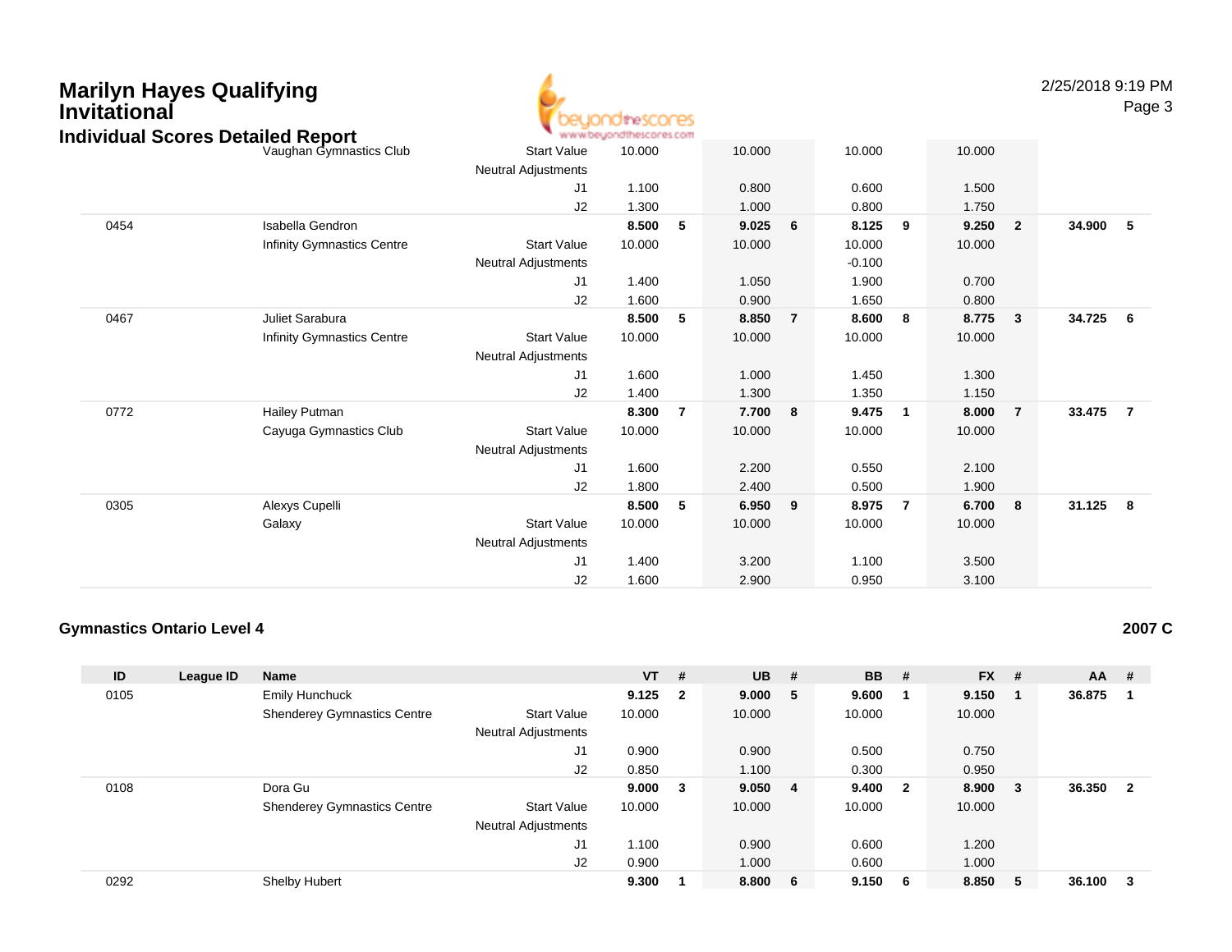# Marilyn Hayes Qualifying Invitational

## Individual Scores Detailed Report

| ID | League ID | Name | | VT | # | UB | # | BB | # | FX | # | AA | # |
|---|---|---|---|---|---|---|---|---|---|---|---|---|---|
| | | Vaughan Gymnastics Club | Start Value | 10.000 | | 10.000 | | 10.000 | | 10.000 | | | |
| | | | Neutral Adjustments | | | | | | | | | | |
| | | | J1 | 1.100 | | 0.800 | | 0.600 | | 1.500 | | | |
| | | | J2 | 1.300 | | 1.000 | | 0.800 | | 1.750 | | | |
| 0454 | | Isabella Gendron | | **8.500** | **5** | **9.025** | **6** | **8.125** | **9** | **9.250** | **2** | **34.900** | **5** |
| | | Infinity Gymnastics Centre | Start Value | 10.000 | | 10.000 | | 10.000 | | 10.000 | | | |
| | | | Neutral Adjustments | | | | | -0.100 | | | | | |
| | | | J1 | 1.400 | | 1.050 | | 1.900 | | 0.700 | | | |
| | | | J2 | 1.600 | | 0.900 | | 1.650 | | 0.800 | | | |
| 0467 | | Juliet Sarabura | | **8.500** | **5** | **8.850** | **7** | **8.600** | **8** | **8.775** | **3** | **34.725** | **6** |
| | | Infinity Gymnastics Centre | Start Value | 10.000 | | 10.000 | | 10.000 | | 10.000 | | | |
| | | | Neutral Adjustments | | | | | | | | | | |
| | | | J1 | 1.600 | | 1.000 | | 1.450 | | 1.300 | | | |
| | | | J2 | 1.400 | | 1.300 | | 1.350 | | 1.150 | | | |
| 0772 | | Hailey Putman | | **8.300** | **7** | **7.700** | **8** | **9.475** | **1** | **8.000** | **7** | **33.475** | **7** |
| | | Cayuga Gymnastics Club | Start Value | 10.000 | | 10.000 | | 10.000 | | 10.000 | | | |
| | | | Neutral Adjustments | | | | | | | | | | |
| | | | J1 | 1.600 | | 2.200 | | 0.550 | | 2.100 | | | |
| | | | J2 | 1.800 | | 2.400 | | 0.500 | | 1.900 | | | |
| 0305 | | Alexys Cupelli | | **8.500** | **5** | **6.950** | **9** | **8.975** | **7** | **6.700** | **8** | **31.125** | **8** |
| | | Galaxy | Start Value | 10.000 | | 10.000 | | 10.000 | | 10.000 | | | |
| | | | Neutral Adjustments | | | | | | | | | | |
| | | | J1 | 1.400 | | 3.200 | | 1.100 | | 3.500 | | | |
| | | | J2 | 1.600 | | 2.900 | | 0.950 | | 3.100 | | | |

### Gymnastics Ontario Level 4 — 2007 C

| ID | League ID | Name | | VT | # | UB | # | BB | # | FX | # | AA | # |
|---|---|---|---|---|---|---|---|---|---|---|---|---|---|
| 0105 | | Emily Hunchuck | | **9.125** | **2** | **9.000** | **5** | **9.600** | **1** | **9.150** | **1** | **36.875** | **1** |
| | | Shenderey Gymnastics Centre | Start Value | 10.000 | | 10.000 | | 10.000 | | 10.000 | | | |
| | | | Neutral Adjustments | | | | | | | | | | |
| | | | J1 | 0.900 | | 0.900 | | 0.500 | | 0.750 | | | |
| | | | J2 | 0.850 | | 1.100 | | 0.300 | | 0.950 | | | |
| 0108 | | Dora Gu | | **9.000** | **3** | **9.050** | **4** | **9.400** | **2** | **8.900** | **3** | **36.350** | **2** |
| | | Shenderey Gymnastics Centre | Start Value | 10.000 | | 10.000 | | 10.000 | | 10.000 | | | |
| | | | Neutral Adjustments | | | | | | | | | | |
| | | | J1 | 1.100 | | 0.900 | | 0.600 | | 1.200 | | | |
| | | | J2 | 0.900 | | 1.000 | | 0.600 | | 1.000 | | | |
| 0292 | | Shelby Hubert | | **9.300** | **1** | **8.800** | **6** | **9.150** | **6** | **8.850** | **5** | **36.100** | **3** |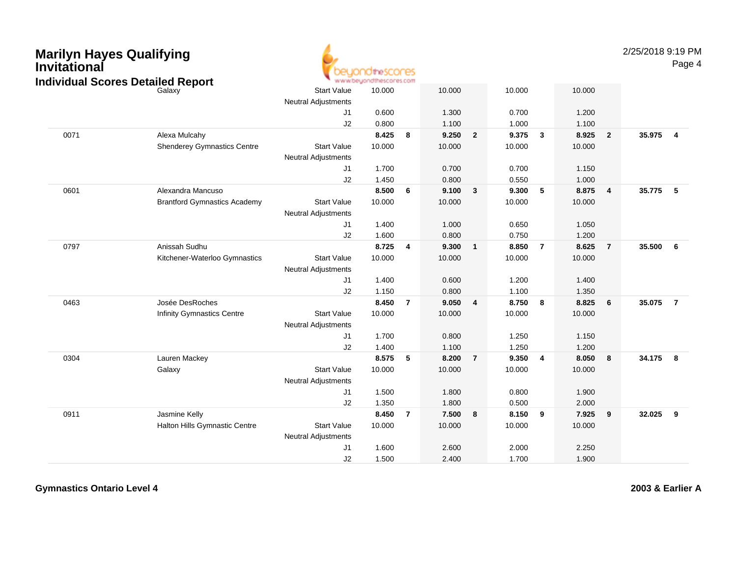# Marilyn Hayes Qualifying Invitational

## Individual Scores Detailed Report

| | | | | | | | | | | | | |
|---|---|---|---|---|---|---|---|---|---|---|---|---|
| | Galaxy | Start Value | 10.000 | | 10.000 | | 10.000 | | 10.000 | | | |
| | | Neutral Adjustments | | | | | | | | | | |
| | | J1 | 0.600 | | 1.300 | | 0.700 | | 1.200 | | | |
| | | J2 | 0.800 | | 1.100 | | 1.000 | | 1.100 | | | |
| 0071 | Alexa Mulcahy | | **8.425** | **8** | **9.250** | **2** | **9.375** | **3** | **8.925** | **2** | **35.975** | **4** |
| | Shenderey Gymnastics Centre | Start Value | 10.000 | | 10.000 | | 10.000 | | 10.000 | | | |
| | | Neutral Adjustments | | | | | | | | | | |
| | | J1 | 1.700 | | 0.700 | | 0.700 | | 1.150 | | | |
| | | J2 | 1.450 | | 0.800 | | 0.550 | | 1.000 | | | |
| 0601 | Alexandra Mancuso | | **8.500** | **6** | **9.100** | **3** | **9.300** | **5** | **8.875** | **4** | **35.775** | **5** |
| | Brantford Gymnastics Academy | Start Value | 10.000 | | 10.000 | | 10.000 | | 10.000 | | | |
| | | Neutral Adjustments | | | | | | | | | | |
| | | J1 | 1.400 | | 1.000 | | 0.650 | | 1.050 | | | |
| | | J2 | 1.600 | | 0.800 | | 0.750 | | 1.200 | | | |
| 0797 | Anissah Sudhu | | **8.725** | **4** | **9.300** | **1** | **8.850** | **7** | **8.625** | **7** | **35.500** | **6** |
| | Kitchener-Waterloo Gymnastics | Start Value | 10.000 | | 10.000 | | 10.000 | | 10.000 | | | |
| | | Neutral Adjustments | | | | | | | | | | |
| | | J1 | 1.400 | | 0.600 | | 1.200 | | 1.400 | | | |
| | | J2 | 1.150 | | 0.800 | | 1.100 | | 1.350 | | | |
| 0463 | Josée DesRoches | | **8.450** | **7** | **9.050** | **4** | **8.750** | **8** | **8.825** | **6** | **35.075** | **7** |
| | Infinity Gymnastics Centre | Start Value | 10.000 | | 10.000 | | 10.000 | | 10.000 | | | |
| | | Neutral Adjustments | | | | | | | | | | |
| | | J1 | 1.700 | | 0.800 | | 1.250 | | 1.150 | | | |
| | | J2 | 1.400 | | 1.100 | | 1.250 | | 1.200 | | | |
| 0304 | Lauren Mackey | | **8.575** | **5** | **8.200** | **7** | **9.350** | **4** | **8.050** | **8** | **34.175** | **8** |
| | Galaxy | Start Value | 10.000 | | 10.000 | | 10.000 | | 10.000 | | | |
| | | Neutral Adjustments | | | | | | | | | | |
| | | J1 | 1.500 | | 1.800 | | 0.800 | | 1.900 | | | |
| | | J2 | 1.350 | | 1.800 | | 0.500 | | 2.000 | | | |
| 0911 | Jasmine Kelly | | **8.450** | **7** | **7.500** | **8** | **8.150** | **9** | **7.925** | **9** | **32.025** | **9** |
| | Halton Hills Gymnastic Centre | Start Value | 10.000 | | 10.000 | | 10.000 | | 10.000 | | | |
| | | Neutral Adjustments | | | | | | | | | | |
| | | J1 | 1.600 | | 2.600 | | 2.000 | | 2.250 | | | |
| | | J2 | 1.500 | | 2.400 | | 1.700 | | 1.900 | | | |

**Gymnastics Ontario Level 4** **2003 & Earlier A**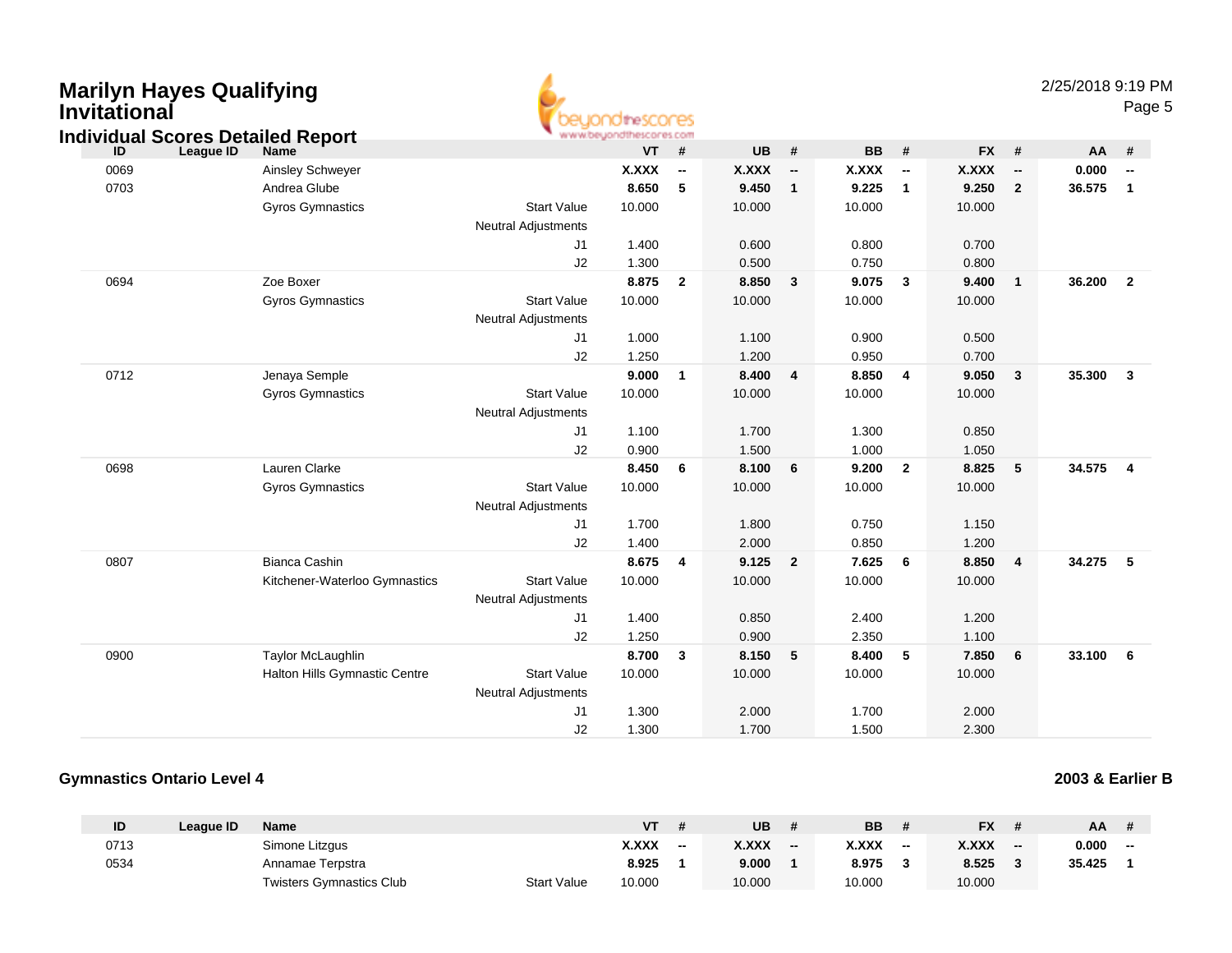# Marilyn Hayes Qualifying Invitational

## Individual Scores Detailed Report

2/25/2018 9:19 PM

| ID | League ID | Name | | VT | # | UB | # | BB | # | FX | # | AA | # |
|---|---|---|---|---|---|---|---|---|---|---|---|---|---|
| 0069 | | Ainsley Schweyer | | **X.XXX** | **--** | **X.XXX** | **--** | **X.XXX** | **--** | **X.XXX** | **--** | **0.000** | **--** |
| 0703 | | Andrea Glube | | **8.650** | **5** | **9.450** | **1** | **9.225** | **1** | **9.250** | **2** | **36.575** | **1** |
| | | Gyros Gymnastics | Start Value | 10.000 | | 10.000 | | 10.000 | | 10.000 | | | |
| | | | Neutral Adjustments | | | | | | | | | | |
| | | | J1 | 1.400 | | 0.600 | | 0.800 | | 0.700 | | | |
| | | | J2 | 1.300 | | 0.500 | | 0.750 | | 0.800 | | | |
| 0694 | | Zoe Boxer | | **8.875** | **2** | **8.850** | **3** | **9.075** | **3** | **9.400** | **1** | **36.200** | **2** |
| | | Gyros Gymnastics | Start Value | 10.000 | | 10.000 | | 10.000 | | 10.000 | | | |
| | | | Neutral Adjustments | | | | | | | | | | |
| | | | J1 | 1.000 | | 1.100 | | 0.900 | | 0.500 | | | |
| | | | J2 | 1.250 | | 1.200 | | 0.950 | | 0.700 | | | |
| 0712 | | Jenaya Semple | | **9.000** | **1** | **8.400** | **4** | **8.850** | **4** | **9.050** | **3** | **35.300** | **3** |
| | | Gyros Gymnastics | Start Value | 10.000 | | 10.000 | | 10.000 | | 10.000 | | | |
| | | | Neutral Adjustments | | | | | | | | | | |
| | | | J1 | 1.100 | | 1.700 | | 1.300 | | 0.850 | | | |
| | | | J2 | 0.900 | | 1.500 | | 1.000 | | 1.050 | | | |
| 0698 | | Lauren Clarke | | **8.450** | **6** | **8.100** | **6** | **9.200** | **2** | **8.825** | **5** | **34.575** | **4** |
| | | Gyros Gymnastics | Start Value | 10.000 | | 10.000 | | 10.000 | | 10.000 | | | |
| | | | Neutral Adjustments | | | | | | | | | | |
| | | | J1 | 1.700 | | 1.800 | | 0.750 | | 1.150 | | | |
| | | | J2 | 1.400 | | 2.000 | | 0.850 | | 1.200 | | | |
| 0807 | | Bianca Cashin | | **8.675** | **4** | **9.125** | **2** | **7.625** | **6** | **8.850** | **4** | **34.275** | **5** |
| | | Kitchener-Waterloo Gymnastics | Start Value | 10.000 | | 10.000 | | 10.000 | | 10.000 | | | |
| | | | Neutral Adjustments | | | | | | | | | | |
| | | | J1 | 1.400 | | 0.850 | | 2.400 | | 1.200 | | | |
| | | | J2 | 1.250 | | 0.900 | | 2.350 | | 1.100 | | | |
| 0900 | | Taylor McLaughlin | | **8.700** | **3** | **8.150** | **5** | **8.400** | **5** | **7.850** | **6** | **33.100** | **6** |
| | | Halton Hills Gymnastic Centre | Start Value | 10.000 | | 10.000 | | 10.000 | | 10.000 | | | |
| | | | Neutral Adjustments | | | | | | | | | | |
| | | | J1 | 1.300 | | 2.000 | | 1.700 | | 2.000 | | | |
| | | | J2 | 1.300 | | 1.700 | | 1.500 | | 2.300 | | | |

### Gymnastics Ontario Level 4

**2003 & Earlier B**

| ID | League ID | Name | | VT | # | UB | # | BB | # | FX | # | AA | # |
|---|---|---|---|---|---|---|---|---|---|---|---|---|---|
| 0713 | | Simone Litzgus | | **X.XXX** | **--** | **X.XXX** | **--** | **X.XXX** | **--** | **X.XXX** | **--** | **0.000** | **--** |
| 0534 | | Annamae Terpstra | | **8.925** | **1** | **9.000** | **1** | **8.975** | **3** | **8.525** | **3** | **35.425** | **1** |
| | | Twisters Gymnastics Club | Start Value | 10.000 | | 10.000 | | 10.000 | | 10.000 | | | |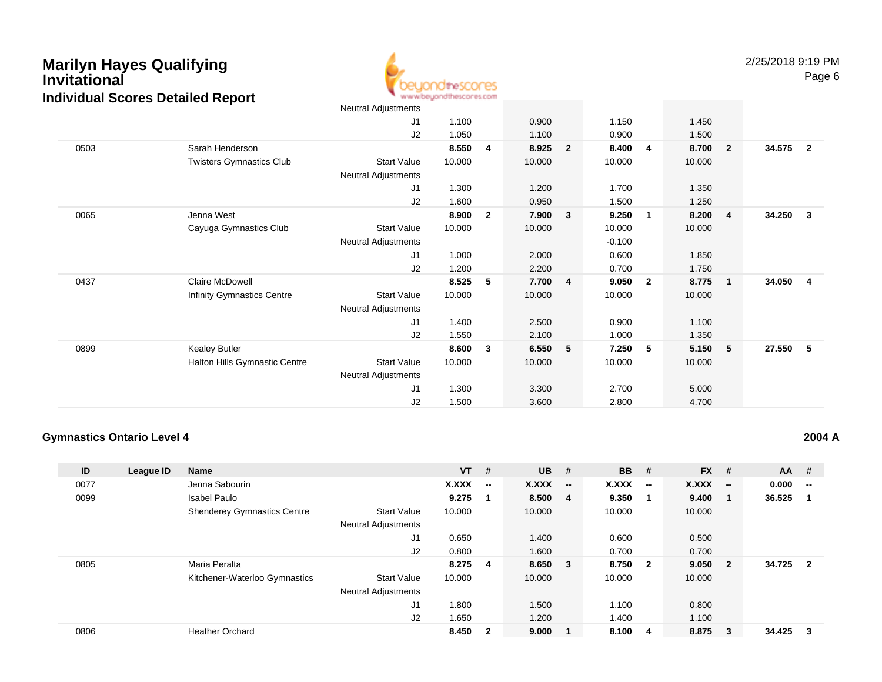# Marilyn Hayes Qualifying Invitational

## Individual Scores Detailed Report

| ID | League ID | Name | | VT | # | UB | # | BB | # | FX | # | AA | # |
|---|---|---|---|---|---|---|---|---|---|---|---|---|---|
| | | | Neutral Adjustments | | | | | | | | | | |
| | | | J1 | 1.100 | | 0.900 | | 1.150 | | 1.450 | | | |
| | | | J2 | 1.050 | | 1.100 | | 0.900 | | 1.500 | | | |
| 0503 | | Sarah Henderson | | **8.550** | **4** | **8.925** | **2** | **8.400** | **4** | **8.700** | **2** | **34.575** | **2** |
| | | Twisters Gymnastics Club | Start Value | 10.000 | | 10.000 | | 10.000 | | 10.000 | | | |
| | | | Neutral Adjustments | | | | | | | | | | |
| | | | J1 | 1.300 | | 1.200 | | 1.700 | | 1.350 | | | |
| | | | J2 | 1.600 | | 0.950 | | 1.500 | | 1.250 | | | |
| 0065 | | Jenna West | | **8.900** | **2** | **7.900** | **3** | **9.250** | **1** | **8.200** | **4** | **34.250** | **3** |
| | | Cayuga Gymnastics Club | Start Value | 10.000 | | 10.000 | | 10.000 | | 10.000 | | | |
| | | | Neutral Adjustments | | | | | -0.100 | | | | | |
| | | | J1 | 1.000 | | 2.000 | | 0.600 | | 1.850 | | | |
| | | | J2 | 1.200 | | 2.200 | | 0.700 | | 1.750 | | | |
| 0437 | | Claire McDowell | | **8.525** | **5** | **7.700** | **4** | **9.050** | **2** | **8.775** | **1** | **34.050** | **4** |
| | | Infinity Gymnastics Centre | Start Value | 10.000 | | 10.000 | | 10.000 | | 10.000 | | | |
| | | | Neutral Adjustments | | | | | | | | | | |
| | | | J1 | 1.400 | | 2.500 | | 0.900 | | 1.100 | | | |
| | | | J2 | 1.550 | | 2.100 | | 1.000 | | 1.350 | | | |
| 0899 | | Kealey Butler | | **8.600** | **3** | **6.550** | **5** | **7.250** | **5** | **5.150** | **5** | **27.550** | **5** |
| | | Halton Hills Gymnastic Centre | Start Value | 10.000 | | 10.000 | | 10.000 | | 10.000 | | | |
| | | | Neutral Adjustments | | | | | | | | | | |
| | | | J1 | 1.300 | | 3.300 | | 2.700 | | 5.000 | | | |
| | | | J2 | 1.500 | | 3.600 | | 2.800 | | 4.700 | | | |

### Gymnastics Ontario Level 4 — 2004 A

| ID | League ID | Name | | VT | # | UB | # | BB | # | FX | # | AA | # |
|---|---|---|---|---|---|---|---|---|---|---|---|---|---|
| 0077 | | Jenna Sabourin | | **X.XXX** | **--** | **X.XXX** | **--** | **X.XXX** | **--** | **X.XXX** | **--** | **0.000** | **--** |
| 0099 | | Isabel Paulo | | **9.275** | **1** | **8.500** | **4** | **9.350** | **1** | **9.400** | **1** | **36.525** | **1** |
| | | Shenderey Gymnastics Centre | Start Value | 10.000 | | 10.000 | | 10.000 | | 10.000 | | | |
| | | | Neutral Adjustments | | | | | | | | | | |
| | | | J1 | 0.650 | | 1.400 | | 0.600 | | 0.500 | | | |
| | | | J2 | 0.800 | | 1.600 | | 0.700 | | 0.700 | | | |
| 0805 | | Maria Peralta | | **8.275** | **4** | **8.650** | **3** | **8.750** | **2** | **9.050** | **2** | **34.725** | **2** |
| | | Kitchener-Waterloo Gymnastics | Start Value | 10.000 | | 10.000 | | 10.000 | | 10.000 | | | |
| | | | Neutral Adjustments | | | | | | | | | | |
| | | | J1 | 1.800 | | 1.500 | | 1.100 | | 0.800 | | | |
| | | | J2 | 1.650 | | 1.200 | | 1.400 | | 1.100 | | | |
| 0806 | | Heather Orchard | | **8.450** | **2** | **9.000** | **1** | **8.100** | **4** | **8.875** | **3** | **34.425** | **3** |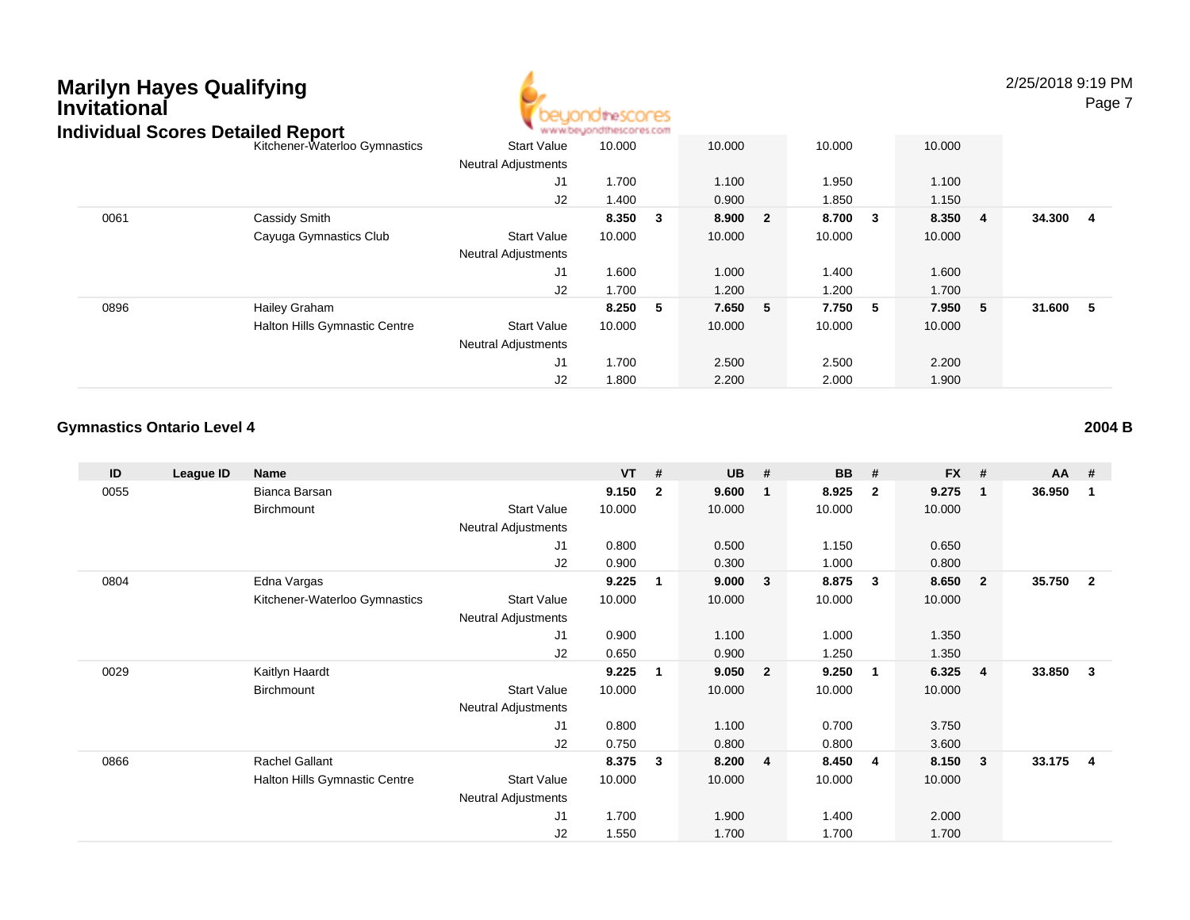# Marilyn Hayes Qualifying Invitational

## Individual Scores Detailed Report

| | | Kitchener-Waterloo Gymnastics | Start Value | 10.000 | | 10.000 | | 10.000 | | 10.000 | | | |
|---|---|---|---|---|---|---|---|---|---|---|---|---|---|
| | | | Neutral Adjustments | | | | | | | | | | |
| | | | J1 | 1.700 | | 1.100 | | 1.950 | | 1.100 | | | |
| | | | J2 | 1.400 | | 0.900 | | 1.850 | | 1.150 | | | |
| 0061 | | Cassidy Smith | | **8.350** | **3** | **8.900** | **2** | **8.700** | **3** | **8.350** | **4** | **34.300** | **4** |
| | | Cayuga Gymnastics Club | Start Value | 10.000 | | 10.000 | | 10.000 | | 10.000 | | | |
| | | | Neutral Adjustments | | | | | | | | | | |
| | | | J1 | 1.600 | | 1.000 | | 1.400 | | 1.600 | | | |
| | | | J2 | 1.700 | | 1.200 | | 1.200 | | 1.700 | | | |
| 0896 | | Hailey Graham | | **8.250** | **5** | **7.650** | **5** | **7.750** | **5** | **7.950** | **5** | **31.600** | **5** |
| | | Halton Hills Gymnastic Centre | Start Value | 10.000 | | 10.000 | | 10.000 | | 10.000 | | | |
| | | | Neutral Adjustments | | | | | | | | | | |
| | | | J1 | 1.700 | | 2.500 | | 2.500 | | 2.200 | | | |
| | | | J2 | 1.800 | | 2.200 | | 2.000 | | 1.900 | | | |

### Gymnastics Ontario Level 4

**2004 B**

| ID | League ID | Name | | VT | # | UB | # | BB | # | FX | # | AA | # |
|---|---|---|---|---|---|---|---|---|---|---|---|---|---|
| 0055 | | Bianca Barsan | | **9.150** | **2** | **9.600** | **1** | **8.925** | **2** | **9.275** | **1** | **36.950** | **1** |
| | | Birchmount | Start Value | 10.000 | | 10.000 | | 10.000 | | 10.000 | | | |
| | | | Neutral Adjustments | | | | | | | | | | |
| | | | J1 | 0.800 | | 0.500 | | 1.150 | | 0.650 | | | |
| | | | J2 | 0.900 | | 0.300 | | 1.000 | | 0.800 | | | |
| 0804 | | Edna Vargas | | **9.225** | **1** | **9.000** | **3** | **8.875** | **3** | **8.650** | **2** | **35.750** | **2** |
| | | Kitchener-Waterloo Gymnastics | Start Value | 10.000 | | 10.000 | | 10.000 | | 10.000 | | | |
| | | | Neutral Adjustments | | | | | | | | | | |
| | | | J1 | 0.900 | | 1.100 | | 1.000 | | 1.350 | | | |
| | | | J2 | 0.650 | | 0.900 | | 1.250 | | 1.350 | | | |
| 0029 | | Kaitlyn Haardt | | **9.225** | **1** | **9.050** | **2** | **9.250** | **1** | **6.325** | **4** | **33.850** | **3** |
| | | Birchmount | Start Value | 10.000 | | 10.000 | | 10.000 | | 10.000 | | | |
| | | | Neutral Adjustments | | | | | | | | | | |
| | | | J1 | 0.800 | | 1.100 | | 0.700 | | 3.750 | | | |
| | | | J2 | 0.750 | | 0.800 | | 0.800 | | 3.600 | | | |
| 0866 | | Rachel Gallant | | **8.375** | **3** | **8.200** | **4** | **8.450** | **4** | **8.150** | **3** | **33.175** | **4** |
| | | Halton Hills Gymnastic Centre | Start Value | 10.000 | | 10.000 | | 10.000 | | 10.000 | | | |
| | | | Neutral Adjustments | | | | | | | | | | |
| | | | J1 | 1.700 | | 1.900 | | 1.400 | | 2.000 | | | |
| | | | J2 | 1.550 | | 1.700 | | 1.700 | | 1.700 | | | |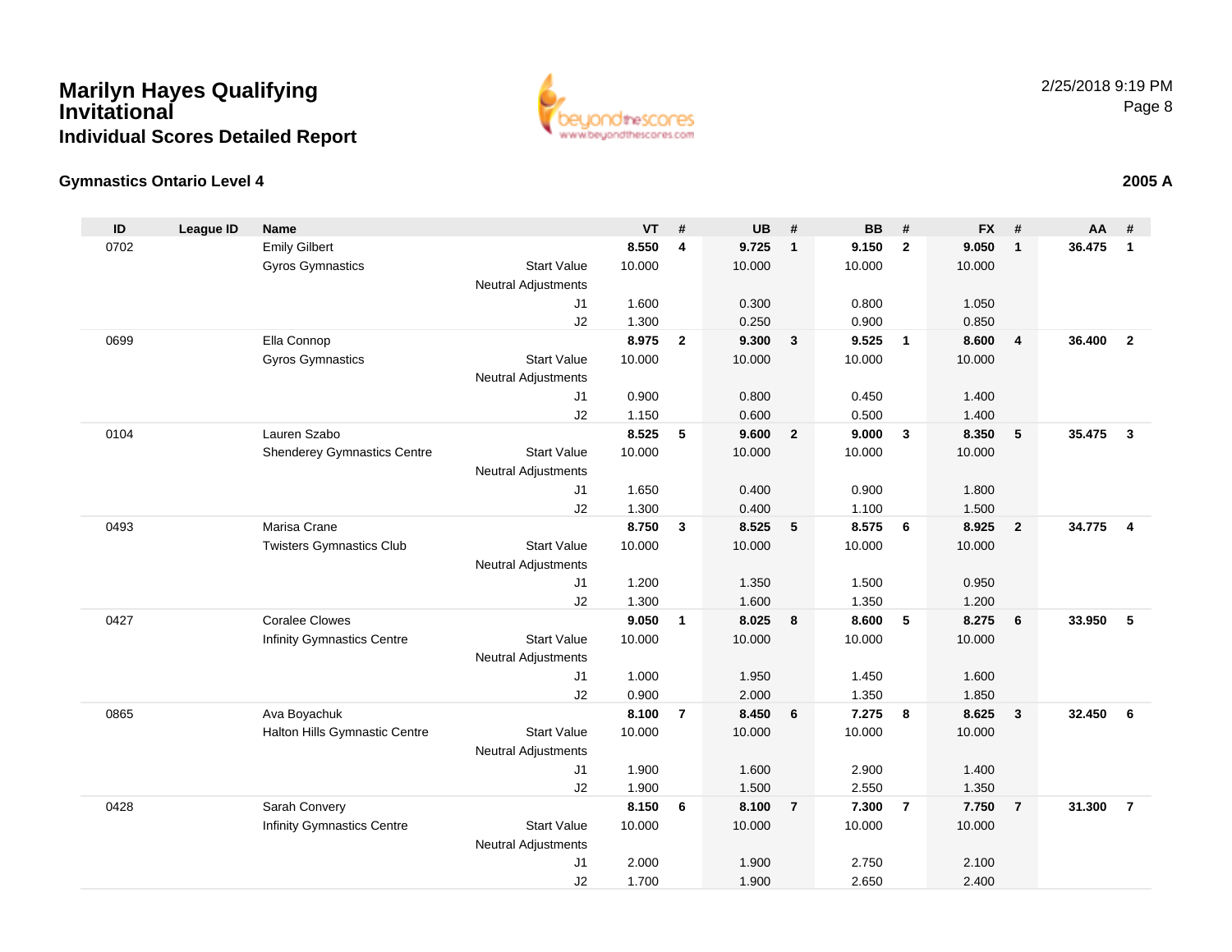# Marilyn Hayes Qualifying Invitational

## Individual Scores Detailed Report

2/25/2018 9:19 PM

### Gymnastics Ontario Level 4

**2005 A**

| ID | League ID | Name | | VT | # | UB | # | BB | # | FX | # | AA | # |
|---|---|---|---|---|---|---|---|---|---|---|---|---|---|
| 0702 | | Emily Gilbert | | **8.550** | **4** | **9.725** | **1** | **9.150** | **2** | **9.050** | **1** | **36.475** | **1** |
| | | Gyros Gymnastics | Start Value | 10.000 | | 10.000 | | 10.000 | | 10.000 | | | |
| | | | Neutral Adjustments | | | | | | | | | | |
| | | | J1 | 1.600 | | 0.300 | | 0.800 | | 1.050 | | | |
| | | | J2 | 1.300 | | 0.250 | | 0.900 | | 0.850 | | | |
| 0699 | | Ella Connop | | **8.975** | **2** | **9.300** | **3** | **9.525** | **1** | **8.600** | **4** | **36.400** | **2** |
| | | Gyros Gymnastics | Start Value | 10.000 | | 10.000 | | 10.000 | | 10.000 | | | |
| | | | Neutral Adjustments | | | | | | | | | | |
| | | | J1 | 0.900 | | 0.800 | | 0.450 | | 1.400 | | | |
| | | | J2 | 1.150 | | 0.600 | | 0.500 | | 1.400 | | | |
| 0104 | | Lauren Szabo | | **8.525** | **5** | **9.600** | **2** | **9.000** | **3** | **8.350** | **5** | **35.475** | **3** |
| | | Shenderey Gymnastics Centre | Start Value | 10.000 | | 10.000 | | 10.000 | | 10.000 | | | |
| | | | Neutral Adjustments | | | | | | | | | | |
| | | | J1 | 1.650 | | 0.400 | | 0.900 | | 1.800 | | | |
| | | | J2 | 1.300 | | 0.400 | | 1.100 | | 1.500 | | | |
| 0493 | | Marisa Crane | | **8.750** | **3** | **8.525** | **5** | **8.575** | **6** | **8.925** | **2** | **34.775** | **4** |
| | | Twisters Gymnastics Club | Start Value | 10.000 | | 10.000 | | 10.000 | | 10.000 | | | |
| | | | Neutral Adjustments | | | | | | | | | | |
| | | | J1 | 1.200 | | 1.350 | | 1.500 | | 0.950 | | | |
| | | | J2 | 1.300 | | 1.600 | | 1.350 | | 1.200 | | | |
| 0427 | | Coralee Clowes | | **9.050** | **1** | **8.025** | **8** | **8.600** | **5** | **8.275** | **6** | **33.950** | **5** |
| | | Infinity Gymnastics Centre | Start Value | 10.000 | | 10.000 | | 10.000 | | 10.000 | | | |
| | | | Neutral Adjustments | | | | | | | | | | |
| | | | J1 | 1.000 | | 1.950 | | 1.450 | | 1.600 | | | |
| | | | J2 | 0.900 | | 2.000 | | 1.350 | | 1.850 | | | |
| 0865 | | Ava Boyachuk | | **8.100** | **7** | **8.450** | **6** | **7.275** | **8** | **8.625** | **3** | **32.450** | **6** |
| | | Halton Hills Gymnastic Centre | Start Value | 10.000 | | 10.000 | | 10.000 | | 10.000 | | | |
| | | | Neutral Adjustments | | | | | | | | | | |
| | | | J1 | 1.900 | | 1.600 | | 2.900 | | 1.400 | | | |
| | | | J2 | 1.900 | | 1.500 | | 2.550 | | 1.350 | | | |
| 0428 | | Sarah Convery | | **8.150** | **6** | **8.100** | **7** | **7.300** | **7** | **7.750** | **7** | **31.300** | **7** |
| | | Infinity Gymnastics Centre | Start Value | 10.000 | | 10.000 | | 10.000 | | 10.000 | | | |
| | | | Neutral Adjustments | | | | | | | | | | |
| | | | J1 | 2.000 | | 1.900 | | 2.750 | | 2.100 | | | |
| | | | J2 | 1.700 | | 1.900 | | 2.650 | | 2.400 | | | |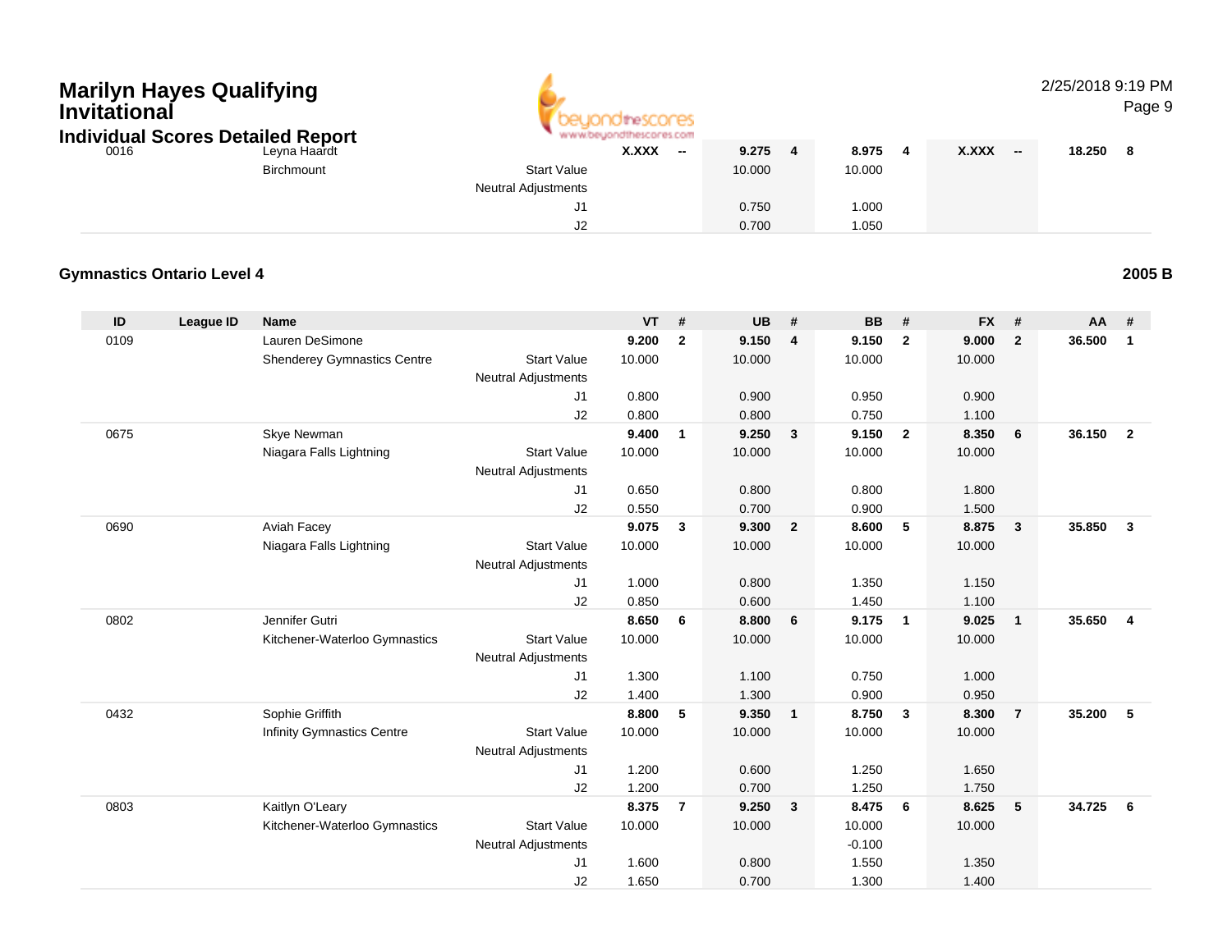# Marilyn Hayes Qualifying Invitational

## Individual Scores Detailed Report

| ID | League ID | Name | | VT | # | UB | # | BB | # | FX | # | AA | # |
|---|---|---|---|---|---|---|---|---|---|---|---|---|---|
| 0016 | | Leyna Haardt | | **X.XXX** | **--** | **9.275** | **4** | **8.975** | **4** | **X.XXX** | **--** | **18.250** | **8** |
| | | Birchmount | Start Value | | | 10.000 | | 10.000 | | | | | |
| | | | Neutral Adjustments | | | | | | | | | | |
| | | | J1 | | | 0.750 | | 1.000 | | | | | |
| | | | J2 | | | 0.700 | | 1.050 | | | | | |

### Gymnastics Ontario Level 4

**2005 B**

| ID | League ID | Name | | VT | # | UB | # | BB | # | FX | # | AA | # |
|---|---|---|---|---|---|---|---|---|---|---|---|---|---|
| 0109 | | Lauren DeSimone | | **9.200** | **2** | **9.150** | **4** | **9.150** | **2** | **9.000** | **2** | **36.500** | **1** |
| | | Shenderey Gymnastics Centre | Start Value | 10.000 | | 10.000 | | 10.000 | | 10.000 | | | |
| | | | Neutral Adjustments | | | | | | | | | | |
| | | | J1 | 0.800 | | 0.900 | | 0.950 | | 0.900 | | | |
| | | | J2 | 0.800 | | 0.800 | | 0.750 | | 1.100 | | | |
| 0675 | | Skye Newman | | **9.400** | **1** | **9.250** | **3** | **9.150** | **2** | **8.350** | **6** | **36.150** | **2** |
| | | Niagara Falls Lightning | Start Value | 10.000 | | 10.000 | | 10.000 | | 10.000 | | | |
| | | | Neutral Adjustments | | | | | | | | | | |
| | | | J1 | 0.650 | | 0.800 | | 0.800 | | 1.800 | | | |
| | | | J2 | 0.550 | | 0.700 | | 0.900 | | 1.500 | | | |
| 0690 | | Aviah Facey | | **9.075** | **3** | **9.300** | **2** | **8.600** | **5** | **8.875** | **3** | **35.850** | **3** |
| | | Niagara Falls Lightning | Start Value | 10.000 | | 10.000 | | 10.000 | | 10.000 | | | |
| | | | Neutral Adjustments | | | | | | | | | | |
| | | | J1 | 1.000 | | 0.800 | | 1.350 | | 1.150 | | | |
| | | | J2 | 0.850 | | 0.600 | | 1.450 | | 1.100 | | | |
| 0802 | | Jennifer Gutri | | **8.650** | **6** | **8.800** | **6** | **9.175** | **1** | **9.025** | **1** | **35.650** | **4** |
| | | Kitchener-Waterloo Gymnastics | Start Value | 10.000 | | 10.000 | | 10.000 | | 10.000 | | | |
| | | | Neutral Adjustments | | | | | | | | | | |
| | | | J1 | 1.300 | | 1.100 | | 0.750 | | 1.000 | | | |
| | | | J2 | 1.400 | | 1.300 | | 0.900 | | 0.950 | | | |
| 0432 | | Sophie Griffith | | **8.800** | **5** | **9.350** | **1** | **8.750** | **3** | **8.300** | **7** | **35.200** | **5** |
| | | Infinity Gymnastics Centre | Start Value | 10.000 | | 10.000 | | 10.000 | | 10.000 | | | |
| | | | Neutral Adjustments | | | | | | | | | | |
| | | | J1 | 1.200 | | 0.600 | | 1.250 | | 1.650 | | | |
| | | | J2 | 1.200 | | 0.700 | | 1.250 | | 1.750 | | | |
| 0803 | | Kaitlyn O'Leary | | **8.375** | **7** | **9.250** | **3** | **8.475** | **6** | **8.625** | **5** | **34.725** | **6** |
| | | Kitchener-Waterloo Gymnastics | Start Value | 10.000 | | 10.000 | | 10.000 | | 10.000 | | | |
| | | | Neutral Adjustments | | | | | -0.100 | | | | | |
| | | | J1 | 1.600 | | 0.800 | | 1.550 | | 1.350 | | | |
| | | | J2 | 1.650 | | 0.700 | | 1.300 | | 1.400 | | | |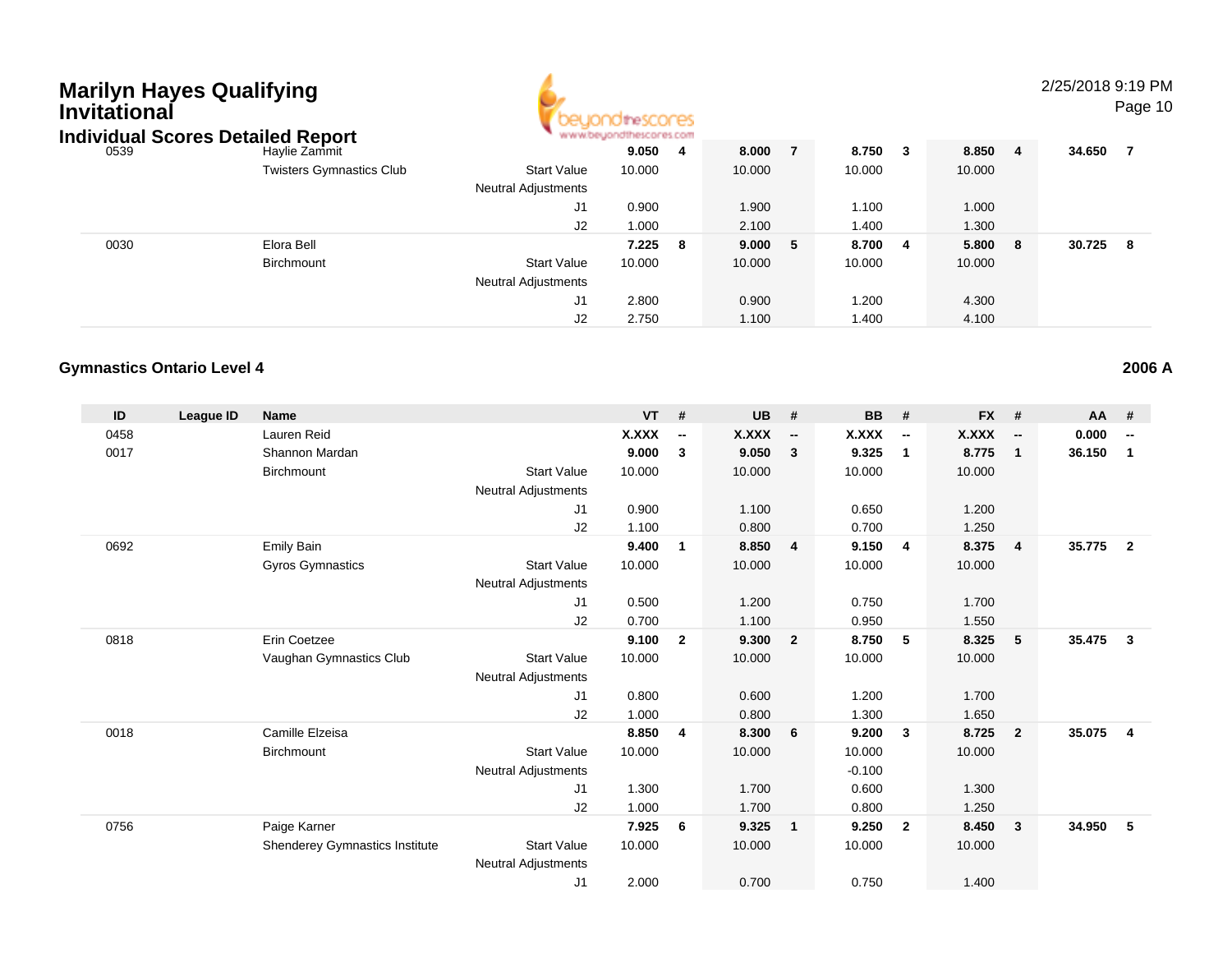| ID | League ID | Name | | VT | # | UB | # | BB | # | FX | # | AA | # |
|---|---|---|---|---|---|---|---|---|---|---|---|---|---|
| 0539 | | Haylie Zammit | | 9.050 | 4 | 8.000 | 7 | 8.750 | 3 | 8.850 | 4 | 34.650 | 7 |
| | | Twisters Gymnastics Club | Start Value | 10.000 | | 10.000 | | 10.000 | | 10.000 | | | |
| | | | Neutral Adjustments | | | | | | | | | | |
| | | | J1 | 0.900 | | 1.900 | | 1.100 | | 1.000 | | | |
| | | | J2 | 1.000 | | 2.100 | | 1.400 | | 1.300 | | | |
| 0030 | | Elora Bell | | 7.225 | 8 | 9.000 | 5 | 8.700 | 4 | 5.800 | 8 | 30.725 | 8 |
| | | Birchmount | Start Value | 10.000 | | 10.000 | | 10.000 | | 10.000 | | | |
| | | | Neutral Adjustments | | | | | | | | | | |
| | | | J1 | 2.800 | | 0.900 | | 1.200 | | 4.300 | | | |
| | | | J2 | 2.750 | | 1.100 | | 1.400 | | 4.100 | | | |

**Gymnastics Ontario Level 4** **2006 A**

| ID | League ID | Name | | VT | # | UB | # | BB | # | FX | # | AA | # |
|---|---|---|---|---|---|---|---|---|---|---|---|---|---|
| 0458 | | Lauren Reid | | X.XXX | -- | X.XXX | -- | X.XXX | -- | X.XXX | -- | 0.000 | -- |
| 0017 | | Shannon Mardan | | 9.000 | 3 | 9.050 | 3 | 9.325 | 1 | 8.775 | 1 | 36.150 | 1 |
| | | Birchmount | Start Value | 10.000 | | 10.000 | | 10.000 | | 10.000 | | | |
| | | | Neutral Adjustments | | | | | | | | | | |
| | | | J1 | 0.900 | | 1.100 | | 0.650 | | 1.200 | | | |
| | | | J2 | 1.100 | | 0.800 | | 0.700 | | 1.250 | | | |
| 0692 | | Emily Bain | | 9.400 | 1 | 8.850 | 4 | 9.150 | 4 | 8.375 | 4 | 35.775 | 2 |
| | | Gyros Gymnastics | Start Value | 10.000 | | 10.000 | | 10.000 | | 10.000 | | | |
| | | | Neutral Adjustments | | | | | | | | | | |
| | | | J1 | 0.500 | | 1.200 | | 0.750 | | 1.700 | | | |
| | | | J2 | 0.700 | | 1.100 | | 0.950 | | 1.550 | | | |
| 0818 | | Erin Coetzee | | 9.100 | 2 | 9.300 | 2 | 8.750 | 5 | 8.325 | 5 | 35.475 | 3 |
| | | Vaughan Gymnastics Club | Start Value | 10.000 | | 10.000 | | 10.000 | | 10.000 | | | |
| | | | Neutral Adjustments | | | | | | | | | | |
| | | | J1 | 0.800 | | 0.600 | | 1.200 | | 1.700 | | | |
| | | | J2 | 1.000 | | 0.800 | | 1.300 | | 1.650 | | | |
| 0018 | | Camille Elzeisa | | 8.850 | 4 | 8.300 | 6 | 9.200 | 3 | 8.725 | 2 | 35.075 | 4 |
| | | Birchmount | Start Value | 10.000 | | 10.000 | | 10.000 | | 10.000 | | | |
| | | | Neutral Adjustments | | | | | -0.100 | | | | | |
| | | | J1 | 1.300 | | 1.700 | | 0.600 | | 1.300 | | | |
| | | | J2 | 1.000 | | 1.700 | | 0.800 | | 1.250 | | | |
| 0756 | | Paige Karner | | 7.925 | 6 | 9.325 | 1 | 9.250 | 2 | 8.450 | 3 | 34.950 | 5 |
| | | Shenderey Gymnastics Institute | Start Value | 10.000 | | 10.000 | | 10.000 | | 10.000 | | | |
| | | | Neutral Adjustments | | | | | | | | | | |
| | | | J1 | 2.000 | | 0.700 | | 0.750 | | 1.400 | | | |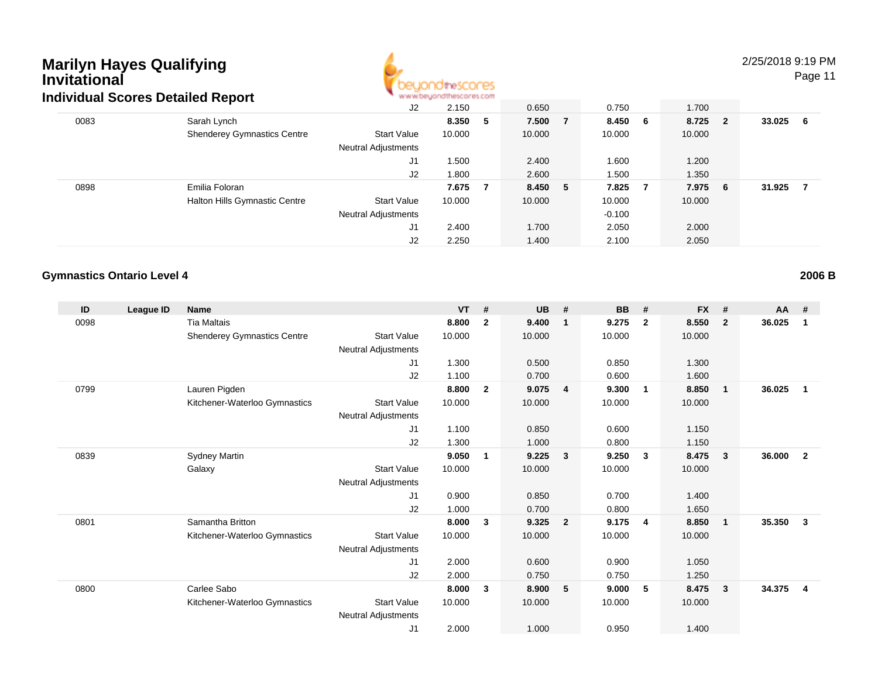| | | | | VT | # | UB | # | BB | # | FX | # | AA | # |
|---|---|---|---|---|---|---|---|---|---|---|---|---|---|
| | | | J2 | 2.150 | | 0.650 | | 0.750 | | 1.700 | | | |
| 0083 | | Sarah Lynch | | **8.350** | **5** | **7.500** | **7** | **8.450** | **6** | **8.725** | **2** | **33.025** | **6** |
| | | Shenderey Gymnastics Centre | Start Value | 10.000 | | 10.000 | | 10.000 | | 10.000 | | | |
| | | | Neutral Adjustments | | | | | | | | | | |
| | | | J1 | 1.500 | | 2.400 | | 1.600 | | 1.200 | | | |
| | | | J2 | 1.800 | | 2.600 | | 1.500 | | 1.350 | | | |
| 0898 | | Emilia Foloran | | **7.675** | **7** | **8.450** | **5** | **7.825** | **7** | **7.975** | **6** | **31.925** | **7** |
| | | Halton Hills Gymnastic Centre | Start Value | 10.000 | | 10.000 | | 10.000 | | 10.000 | | | |
| | | | Neutral Adjustments | | | | | -0.100 | | | | | |
| | | | J1 | 2.400 | | 1.700 | | 2.050 | | 2.000 | | | |
| | | | J2 | 2.250 | | 1.400 | | 2.100 | | 2.050 | | | |

### Gymnastics Ontario Level 4

**2006 B**

| ID | League ID | Name | | VT | # | UB | # | BB | # | FX | # | AA | # |
|---|---|---|---|---|---|---|---|---|---|---|---|---|---|
| 0098 | | Tia Maltais | | **8.800** | **2** | **9.400** | **1** | **9.275** | **2** | **8.550** | **2** | **36.025** | **1** |
| | | Shenderey Gymnastics Centre | Start Value | 10.000 | | 10.000 | | 10.000 | | 10.000 | | | |
| | | | Neutral Adjustments | | | | | | | | | | |
| | | | J1 | 1.300 | | 0.500 | | 0.850 | | 1.300 | | | |
| | | | J2 | 1.100 | | 0.700 | | 0.600 | | 1.600 | | | |
| 0799 | | Lauren Pigden | | **8.800** | **2** | **9.075** | **4** | **9.300** | **1** | **8.850** | **1** | **36.025** | **1** |
| | | Kitchener-Waterloo Gymnastics | Start Value | 10.000 | | 10.000 | | 10.000 | | 10.000 | | | |
| | | | Neutral Adjustments | | | | | | | | | | |
| | | | J1 | 1.100 | | 0.850 | | 0.600 | | 1.150 | | | |
| | | | J2 | 1.300 | | 1.000 | | 0.800 | | 1.150 | | | |
| 0839 | | Sydney Martin | | **9.050** | **1** | **9.225** | **3** | **9.250** | **3** | **8.475** | **3** | **36.000** | **2** |
| | | Galaxy | Start Value | 10.000 | | 10.000 | | 10.000 | | 10.000 | | | |
| | | | Neutral Adjustments | | | | | | | | | | |
| | | | J1 | 0.900 | | 0.850 | | 0.700 | | 1.400 | | | |
| | | | J2 | 1.000 | | 0.700 | | 0.800 | | 1.650 | | | |
| 0801 | | Samantha Britton | | **8.000** | **3** | **9.325** | **2** | **9.175** | **4** | **8.850** | **1** | **35.350** | **3** |
| | | Kitchener-Waterloo Gymnastics | Start Value | 10.000 | | 10.000 | | 10.000 | | 10.000 | | | |
| | | | Neutral Adjustments | | | | | | | | | | |
| | | | J1 | 2.000 | | 0.600 | | 0.900 | | 1.050 | | | |
| | | | J2 | 2.000 | | 0.750 | | 0.750 | | 1.250 | | | |
| 0800 | | Carlee Sabo | | **8.000** | **3** | **8.900** | **5** | **9.000** | **5** | **8.475** | **3** | **34.375** | **4** |
| | | Kitchener-Waterloo Gymnastics | Start Value | 10.000 | | 10.000 | | 10.000 | | 10.000 | | | |
| | | | Neutral Adjustments | | | | | | | | | | |
| | | | J1 | 2.000 | | 1.000 | | 0.950 | | 1.400 | | | |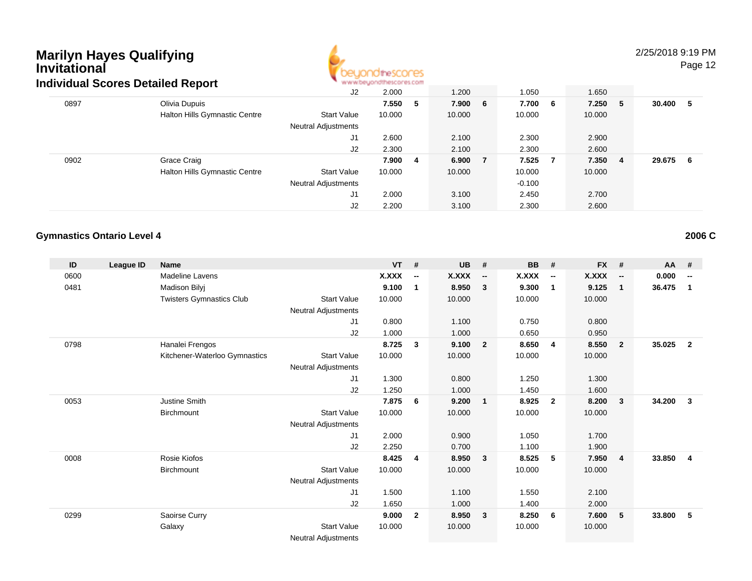# Marilyn Hayes Qualifying Invitational

## Individual Scores Detailed Report

| ID | League ID | Name | | VT | # | UB | # | BB | # | FX | # | AA | # |
|---|---|---|---|---|---|---|---|---|---|---|---|---|---|
| | | | J2 | 2.000 | | 1.200 | | 1.050 | | 1.650 | | | |
| 0897 | | Olivia Dupuis | | **7.550** | **5** | **7.900** | **6** | **7.700** | **6** | **7.250** | **5** | **30.400** | **5** |
| | | Halton Hills Gymnastic Centre | Start Value | 10.000 | | 10.000 | | 10.000 | | 10.000 | | | |
| | | | Neutral Adjustments | | | | | | | | | | |
| | | | J1 | 2.600 | | 2.100 | | 2.300 | | 2.900 | | | |
| | | | J2 | 2.300 | | 2.100 | | 2.300 | | 2.600 | | | |
| 0902 | | Grace Craig | | **7.900** | **4** | **6.900** | **7** | **7.525** | **7** | **7.350** | **4** | **29.675** | **6** |
| | | Halton Hills Gymnastic Centre | Start Value | 10.000 | | 10.000 | | 10.000 | | 10.000 | | | |
| | | | Neutral Adjustments | | | | | -0.100 | | | | | |
| | | | J1 | 2.000 | | 3.100 | | 2.450 | | 2.700 | | | |
| | | | J2 | 2.200 | | 3.100 | | 2.300 | | 2.600 | | | |

### Gymnastics Ontario Level 4 — 2006 C

| ID | League ID | Name | | VT | # | UB | # | BB | # | FX | # | AA | # |
|---|---|---|---|---|---|---|---|---|---|---|---|---|---|
| 0600 | | Madeline Lavens | | **X.XXX** | **--** | **X.XXX** | **--** | **X.XXX** | **--** | **X.XXX** | **--** | **0.000** | **--** |
| 0481 | | Madison Bilyj | | **9.100** | **1** | **8.950** | **3** | **9.300** | **1** | **9.125** | **1** | **36.475** | **1** |
| | | Twisters Gymnastics Club | Start Value | 10.000 | | 10.000 | | 10.000 | | 10.000 | | | |
| | | | Neutral Adjustments | | | | | | | | | | |
| | | | J1 | 0.800 | | 1.100 | | 0.750 | | 0.800 | | | |
| | | | J2 | 1.000 | | 1.000 | | 0.650 | | 0.950 | | | |
| 0798 | | Hanalei Frengos | | **8.725** | **3** | **9.100** | **2** | **8.650** | **4** | **8.550** | **2** | **35.025** | **2** |
| | | Kitchener-Waterloo Gymnastics | Start Value | 10.000 | | 10.000 | | 10.000 | | 10.000 | | | |
| | | | Neutral Adjustments | | | | | | | | | | |
| | | | J1 | 1.300 | | 0.800 | | 1.250 | | 1.300 | | | |
| | | | J2 | 1.250 | | 1.000 | | 1.450 | | 1.600 | | | |
| 0053 | | Justine Smith | | **7.875** | **6** | **9.200** | **1** | **8.925** | **2** | **8.200** | **3** | **34.200** | **3** |
| | | Birchmount | Start Value | 10.000 | | 10.000 | | 10.000 | | 10.000 | | | |
| | | | Neutral Adjustments | | | | | | | | | | |
| | | | J1 | 2.000 | | 0.900 | | 1.050 | | 1.700 | | | |
| | | | J2 | 2.250 | | 0.700 | | 1.100 | | 1.900 | | | |
| 0008 | | Rosie Kiofos | | **8.425** | **4** | **8.950** | **3** | **8.525** | **5** | **7.950** | **4** | **33.850** | **4** |
| | | Birchmount | Start Value | 10.000 | | 10.000 | | 10.000 | | 10.000 | | | |
| | | | Neutral Adjustments | | | | | | | | | | |
| | | | J1 | 1.500 | | 1.100 | | 1.550 | | 2.100 | | | |
| | | | J2 | 1.650 | | 1.000 | | 1.400 | | 2.000 | | | |
| 0299 | | Saoirse Curry | | **9.000** | **2** | **8.950** | **3** | **8.250** | **6** | **7.600** | **5** | **33.800** | **5** |
| | | Galaxy | Start Value | 10.000 | | 10.000 | | 10.000 | | 10.000 | | | |
| | | | Neutral Adjustments | | | | | | | | | | |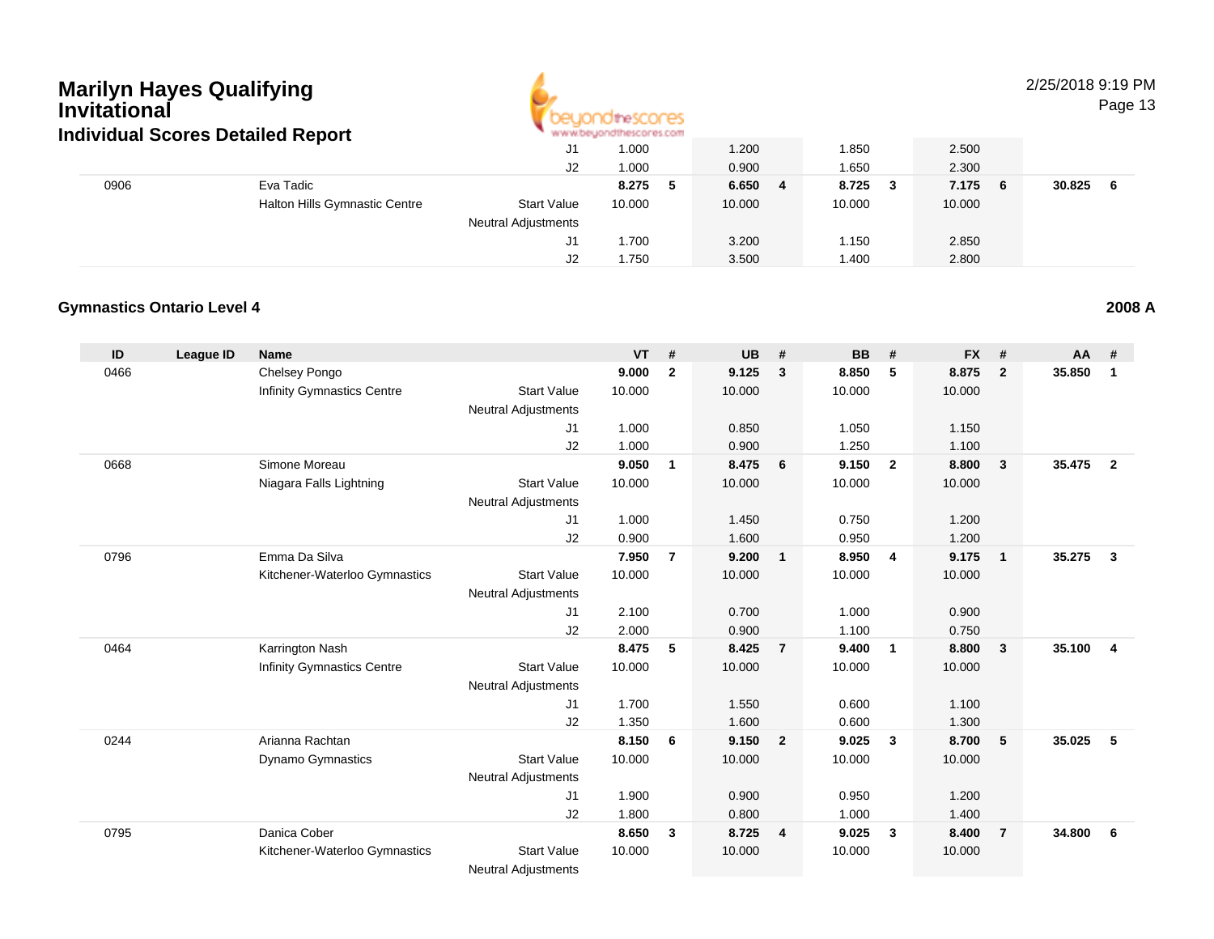# Marilyn Hayes Qualifying Invitational

## Individual Scores Detailed Report

| ID | League ID | Name | | VT | # | UB | # | BB | # | FX | # | AA | # |
|---|---|---|---|---|---|---|---|---|---|---|---|---|---|
| | | | J1 | 1.000 | | 1.200 | | 1.850 | | 2.500 | | | |
| | | | J2 | 1.000 | | 0.900 | | 1.650 | | 2.300 | | | |
| 0906 | | Eva Tadic | | **8.275** | **5** | **6.650** | **4** | **8.725** | **3** | **7.175** | **6** | **30.825** | **6** |
| | | Halton Hills Gymnastic Centre | Start Value | 10.000 | | 10.000 | | 10.000 | | 10.000 | | | |
| | | | Neutral Adjustments | | | | | | | | | | |
| | | | J1 | 1.700 | | 3.200 | | 1.150 | | 2.850 | | | |
| | | | J2 | 1.750 | | 3.500 | | 1.400 | | 2.800 | | | |

### Gymnastics Ontario Level 4

**2008 A**

| ID | League ID | Name | | VT | # | UB | # | BB | # | FX | # | AA | # |
|---|---|---|---|---|---|---|---|---|---|---|---|---|---|
| 0466 | | Chelsey Pongo | | **9.000** | **2** | **9.125** | **3** | **8.850** | **5** | **8.875** | **2** | **35.850** | **1** |
| | | Infinity Gymnastics Centre | Start Value | 10.000 | | 10.000 | | 10.000 | | 10.000 | | | |
| | | | Neutral Adjustments | | | | | | | | | | |
| | | | J1 | 1.000 | | 0.850 | | 1.050 | | 1.150 | | | |
| | | | J2 | 1.000 | | 0.900 | | 1.250 | | 1.100 | | | |
| 0668 | | Simone Moreau | | **9.050** | **1** | **8.475** | **6** | **9.150** | **2** | **8.800** | **3** | **35.475** | **2** |
| | | Niagara Falls Lightning | Start Value | 10.000 | | 10.000 | | 10.000 | | 10.000 | | | |
| | | | Neutral Adjustments | | | | | | | | | | |
| | | | J1 | 1.000 | | 1.450 | | 0.750 | | 1.200 | | | |
| | | | J2 | 0.900 | | 1.600 | | 0.950 | | 1.200 | | | |
| 0796 | | Emma Da Silva | | **7.950** | **7** | **9.200** | **1** | **8.950** | **4** | **9.175** | **1** | **35.275** | **3** |
| | | Kitchener-Waterloo Gymnastics | Start Value | 10.000 | | 10.000 | | 10.000 | | 10.000 | | | |
| | | | Neutral Adjustments | | | | | | | | | | |
| | | | J1 | 2.100 | | 0.700 | | 1.000 | | 0.900 | | | |
| | | | J2 | 2.000 | | 0.900 | | 1.100 | | 0.750 | | | |
| 0464 | | Karrington Nash | | **8.475** | **5** | **8.425** | **7** | **9.400** | **1** | **8.800** | **3** | **35.100** | **4** |
| | | Infinity Gymnastics Centre | Start Value | 10.000 | | 10.000 | | 10.000 | | 10.000 | | | |
| | | | Neutral Adjustments | | | | | | | | | | |
| | | | J1 | 1.700 | | 1.550 | | 0.600 | | 1.100 | | | |
| | | | J2 | 1.350 | | 1.600 | | 0.600 | | 1.300 | | | |
| 0244 | | Arianna Rachtan | | **8.150** | **6** | **9.150** | **2** | **9.025** | **3** | **8.700** | **5** | **35.025** | **5** |
| | | Dynamo Gymnastics | Start Value | 10.000 | | 10.000 | | 10.000 | | 10.000 | | | |
| | | | Neutral Adjustments | | | | | | | | | | |
| | | | J1 | 1.900 | | 0.900 | | 0.950 | | 1.200 | | | |
| | | | J2 | 1.800 | | 0.800 | | 1.000 | | 1.400 | | | |
| 0795 | | Danica Cober | | **8.650** | **3** | **8.725** | **4** | **9.025** | **3** | **8.400** | **7** | **34.800** | **6** |
| | | Kitchener-Waterloo Gymnastics | Start Value | 10.000 | | 10.000 | | 10.000 | | 10.000 | | | |
| | | | Neutral Adjustments | | | | | | | | | | |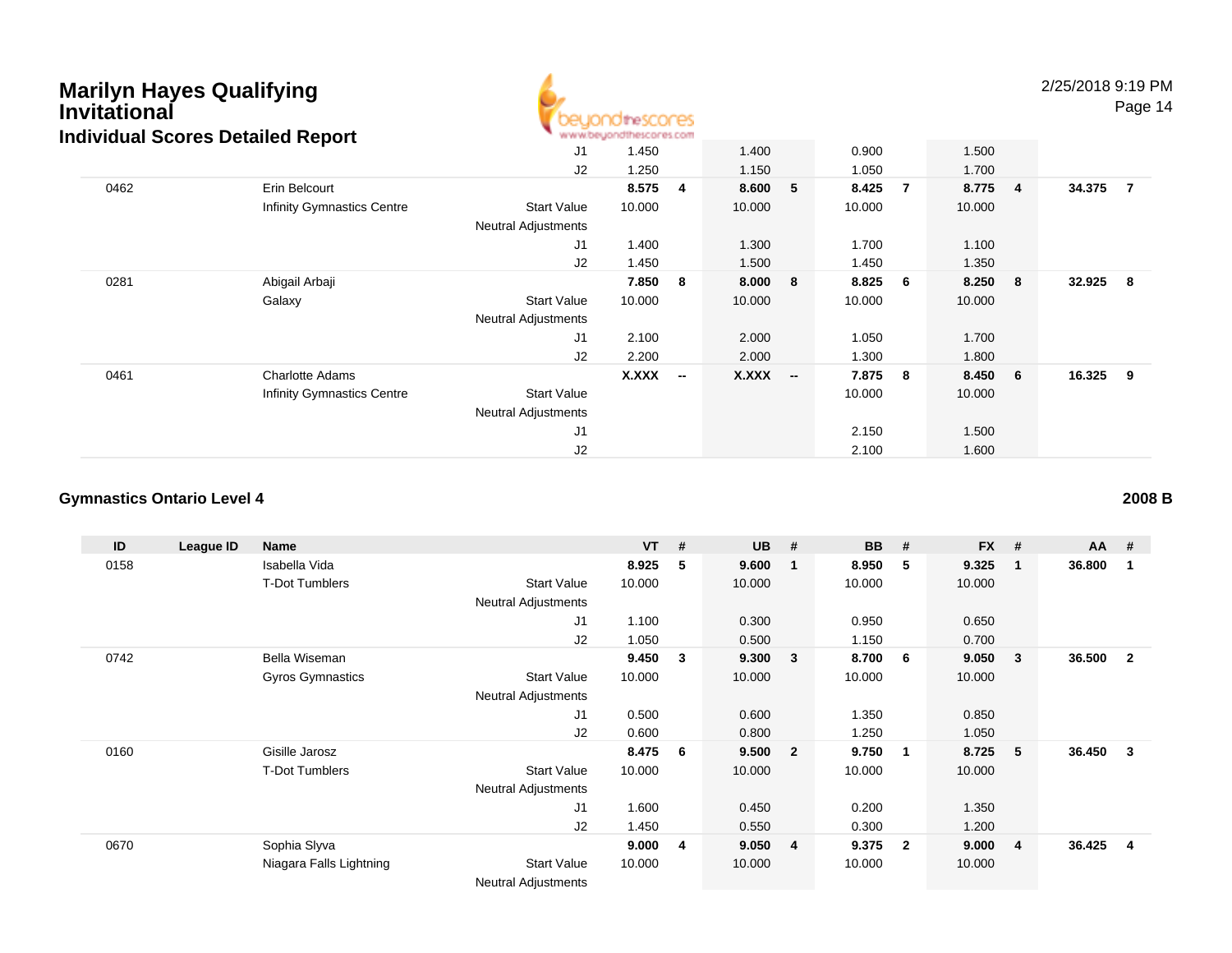# Marilyn Hayes Qualifying Invitational

## Individual Scores Detailed Report

| ID | League ID | Name | | VT | # | UB | # | BB | # | FX | # | AA | # |
|---|---|---|---|---|---|---|---|---|---|---|---|---|---|
| | | | J1 | 1.450 | | 1.400 | | 0.900 | | 1.500 | | | |
| | | | J2 | 1.250 | | 1.150 | | 1.050 | | 1.700 | | | |
| 0462 | | Erin Belcourt | | **8.575** | **4** | **8.600** | **5** | **8.425** | **7** | **8.775** | **4** | **34.375** | **7** |
| | | Infinity Gymnastics Centre | Start Value | 10.000 | | 10.000 | | 10.000 | | 10.000 | | | |
| | | | Neutral Adjustments | | | | | | | | | | |
| | | | J1 | 1.400 | | 1.300 | | 1.700 | | 1.100 | | | |
| | | | J2 | 1.450 | | 1.500 | | 1.450 | | 1.350 | | | |
| 0281 | | Abigail Arbaji | | **7.850** | **8** | **8.000** | **8** | **8.825** | **6** | **8.250** | **8** | **32.925** | **8** |
| | | Galaxy | Start Value | 10.000 | | 10.000 | | 10.000 | | 10.000 | | | |
| | | | Neutral Adjustments | | | | | | | | | | |
| | | | J1 | 2.100 | | 2.000 | | 1.050 | | 1.700 | | | |
| | | | J2 | 2.200 | | 2.000 | | 1.300 | | 1.800 | | | |
| 0461 | | Charlotte Adams | | **X.XXX** | **--** | **X.XXX** | **--** | **7.875** | **8** | **8.450** | **6** | **16.325** | **9** |
| | | Infinity Gymnastics Centre | Start Value | | | | | 10.000 | | 10.000 | | | |
| | | | Neutral Adjustments | | | | | | | | | | |
| | | | J1 | | | | | 2.150 | | 1.500 | | | |
| | | | J2 | | | | | 2.100 | | 1.600 | | | |

### Gymnastics Ontario Level 4

**2008 B**

| ID | League ID | Name | | VT | # | UB | # | BB | # | FX | # | AA | # |
|---|---|---|---|---|---|---|---|---|---|---|---|---|---|
| 0158 | | Isabella Vida | | **8.925** | **5** | **9.600** | **1** | **8.950** | **5** | **9.325** | **1** | **36.800** | **1** |
| | | T-Dot Tumblers | Start Value | 10.000 | | 10.000 | | 10.000 | | 10.000 | | | |
| | | | Neutral Adjustments | | | | | | | | | | |
| | | | J1 | 1.100 | | 0.300 | | 0.950 | | 0.650 | | | |
| | | | J2 | 1.050 | | 0.500 | | 1.150 | | 0.700 | | | |
| 0742 | | Bella Wiseman | | **9.450** | **3** | **9.300** | **3** | **8.700** | **6** | **9.050** | **3** | **36.500** | **2** |
| | | Gyros Gymnastics | Start Value | 10.000 | | 10.000 | | 10.000 | | 10.000 | | | |
| | | | Neutral Adjustments | | | | | | | | | | |
| | | | J1 | 0.500 | | 0.600 | | 1.350 | | 0.850 | | | |
| | | | J2 | 0.600 | | 0.800 | | 1.250 | | 1.050 | | | |
| 0160 | | Gisille Jarosz | | **8.475** | **6** | **9.500** | **2** | **9.750** | **1** | **8.725** | **5** | **36.450** | **3** |
| | | T-Dot Tumblers | Start Value | 10.000 | | 10.000 | | 10.000 | | 10.000 | | | |
| | | | Neutral Adjustments | | | | | | | | | | |
| | | | J1 | 1.600 | | 0.450 | | 0.200 | | 1.350 | | | |
| | | | J2 | 1.450 | | 0.550 | | 0.300 | | 1.200 | | | |
| 0670 | | Sophia Slyva | | **9.000** | **4** | **9.050** | **4** | **9.375** | **2** | **9.000** | **4** | **36.425** | **4** |
| | | Niagara Falls Lightning | Start Value | 10.000 | | 10.000 | | 10.000 | | 10.000 | | | |
| | | | Neutral Adjustments | | | | | | | | | | |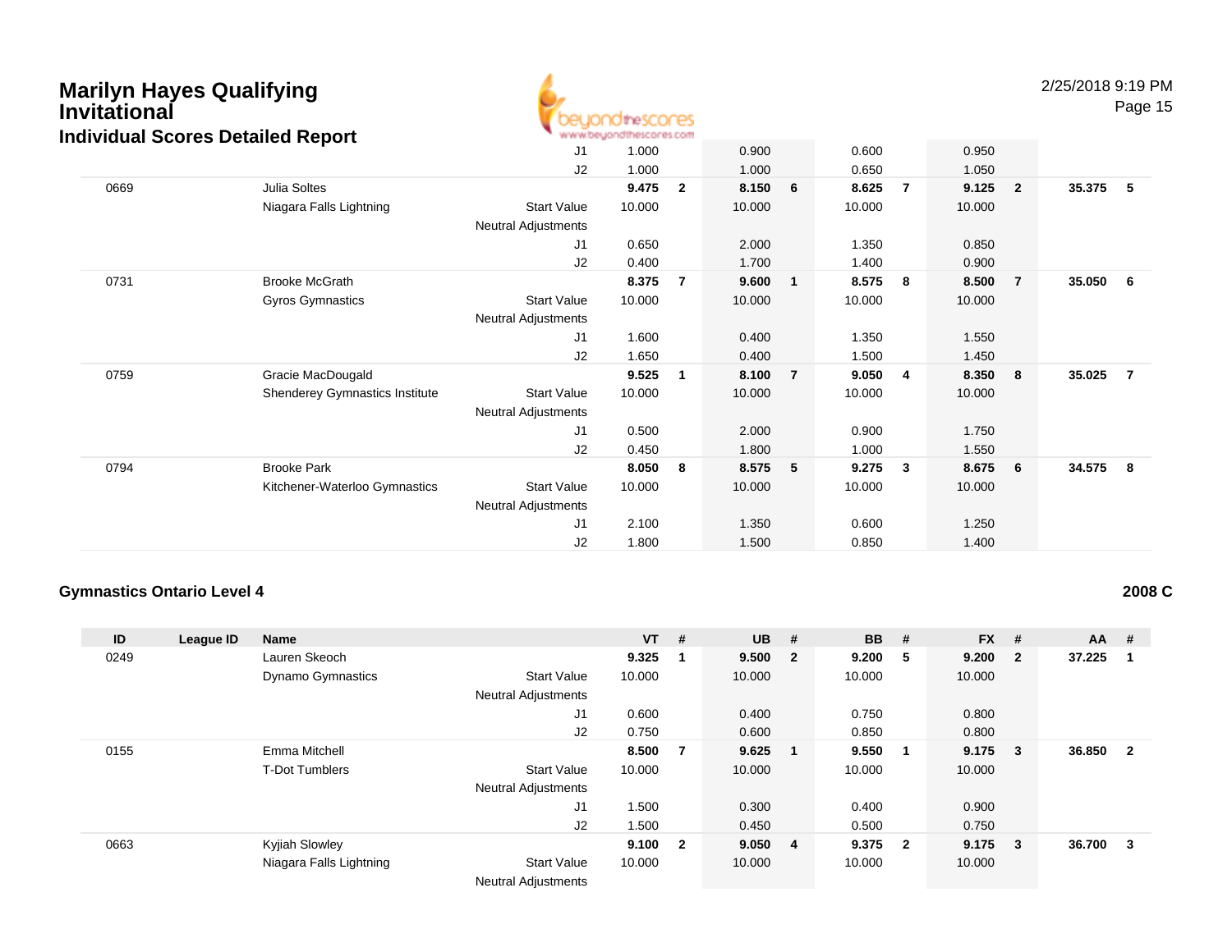# Marilyn Hayes Qualifying Invitational

## Individual Scores Detailed Report

| ID | League ID | Name | | VT | # | UB | # | BB | # | FX | # | AA | # |
|---|---|---|---|---|---|---|---|---|---|---|---|---|---|
| | | | J1 | 1.000 | | 0.900 | | 0.600 | | 0.950 | | | |
| | | | J2 | 1.000 | | 1.000 | | 0.650 | | 1.050 | | | |
| 0669 | | Julia Soltes | | **9.475** | **2** | **8.150** | **6** | **8.625** | **7** | **9.125** | **2** | **35.375** | **5** |
| | | Niagara Falls Lightning | Start Value | 10.000 | | 10.000 | | 10.000 | | 10.000 | | | |
| | | | Neutral Adjustments | | | | | | | | | | |
| | | | J1 | 0.650 | | 2.000 | | 1.350 | | 0.850 | | | |
| | | | J2 | 0.400 | | 1.700 | | 1.400 | | 0.900 | | | |
| 0731 | | Brooke McGrath | | **8.375** | **7** | **9.600** | **1** | **8.575** | **8** | **8.500** | **7** | **35.050** | **6** |
| | | Gyros Gymnastics | Start Value | 10.000 | | 10.000 | | 10.000 | | 10.000 | | | |
| | | | Neutral Adjustments | | | | | | | | | | |
| | | | J1 | 1.600 | | 0.400 | | 1.350 | | 1.550 | | | |
| | | | J2 | 1.650 | | 0.400 | | 1.500 | | 1.450 | | | |
| 0759 | | Gracie MacDougald | | **9.525** | **1** | **8.100** | **7** | **9.050** | **4** | **8.350** | **8** | **35.025** | **7** |
| | | Shenderey Gymnastics Institute | Start Value | 10.000 | | 10.000 | | 10.000 | | 10.000 | | | |
| | | | Neutral Adjustments | | | | | | | | | | |
| | | | J1 | 0.500 | | 2.000 | | 0.900 | | 1.750 | | | |
| | | | J2 | 0.450 | | 1.800 | | 1.000 | | 1.550 | | | |
| 0794 | | Brooke Park | | **8.050** | **8** | **8.575** | **5** | **9.275** | **3** | **8.675** | **6** | **34.575** | **8** |
| | | Kitchener-Waterloo Gymnastics | Start Value | 10.000 | | 10.000 | | 10.000 | | 10.000 | | | |
| | | | Neutral Adjustments | | | | | | | | | | |
| | | | J1 | 2.100 | | 1.350 | | 0.600 | | 1.250 | | | |
| | | | J2 | 1.800 | | 1.500 | | 0.850 | | 1.400 | | | |

### Gymnastics Ontario Level 4 — 2008 C

| ID | League ID | Name | | VT | # | UB | # | BB | # | FX | # | AA | # |
|---|---|---|---|---|---|---|---|---|---|---|---|---|---|
| 0249 | | Lauren Skeoch | | **9.325** | **1** | **9.500** | **2** | **9.200** | **5** | **9.200** | **2** | **37.225** | **1** |
| | | Dynamo Gymnastics | Start Value | 10.000 | | 10.000 | | 10.000 | | 10.000 | | | |
| | | | Neutral Adjustments | | | | | | | | | | |
| | | | J1 | 0.600 | | 0.400 | | 0.750 | | 0.800 | | | |
| | | | J2 | 0.750 | | 0.600 | | 0.850 | | 0.800 | | | |
| 0155 | | Emma Mitchell | | **8.500** | **7** | **9.625** | **1** | **9.550** | **1** | **9.175** | **3** | **36.850** | **2** |
| | | T-Dot Tumblers | Start Value | 10.000 | | 10.000 | | 10.000 | | 10.000 | | | |
| | | | Neutral Adjustments | | | | | | | | | | |
| | | | J1 | 1.500 | | 0.300 | | 0.400 | | 0.900 | | | |
| | | | J2 | 1.500 | | 0.450 | | 0.500 | | 0.750 | | | |
| 0663 | | Kyjiah Slowley | | **9.100** | **2** | **9.050** | **4** | **9.375** | **2** | **9.175** | **3** | **36.700** | **3** |
| | | Niagara Falls Lightning | Start Value | 10.000 | | 10.000 | | 10.000 | | 10.000 | | | |
| | | | Neutral Adjustments | | | | | | | | | | |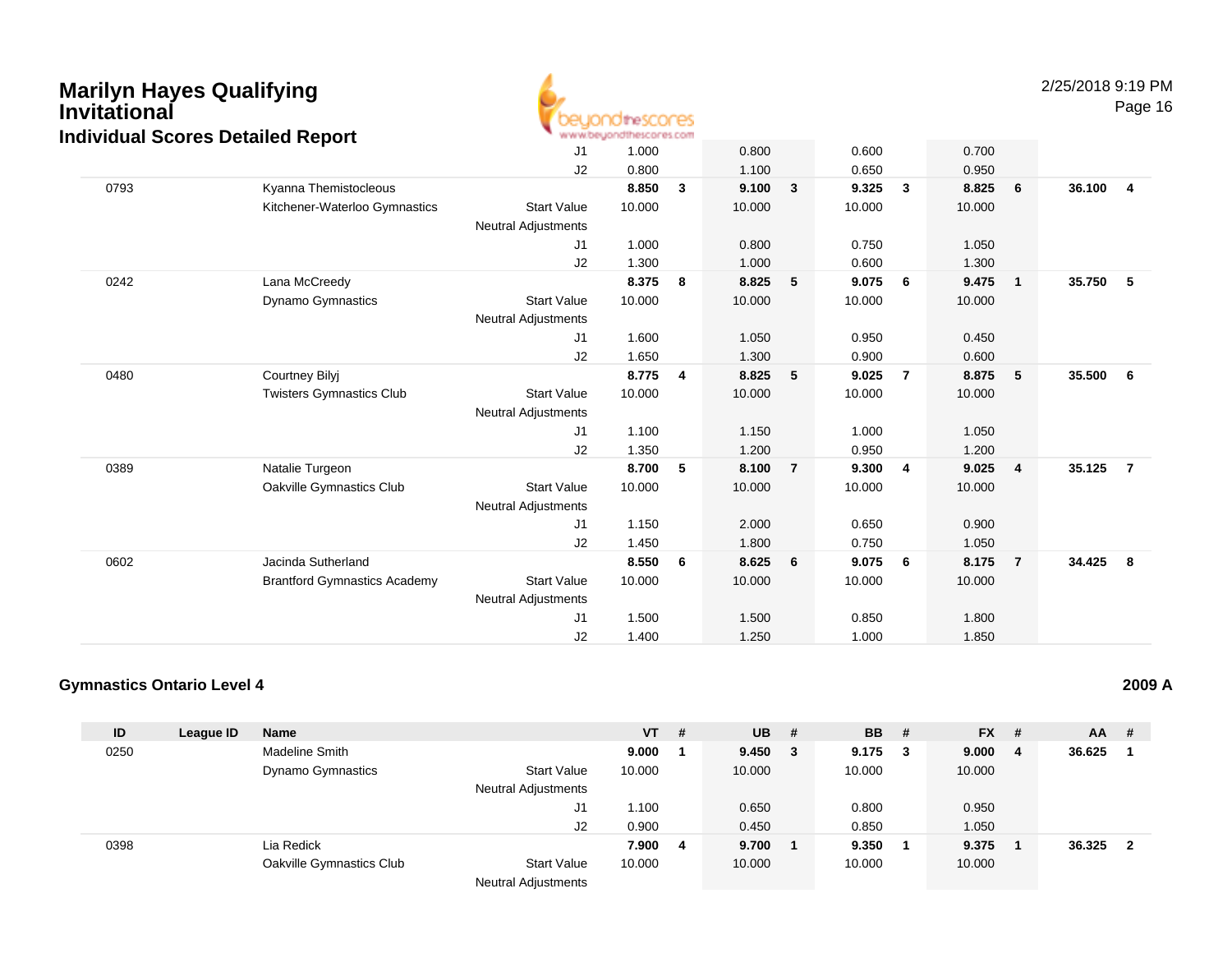## Marilyn Hayes Qualifying Invitational
### Individual Scores Detailed Report

2/25/2018 9:19 PM

| ID | League ID | Name | | VT | # | UB | # | BB | # | FX | # | AA | # |
|---|---|---|---|---|---|---|---|---|---|---|---|---|---|
| | | | J1 | 1.000 | | 0.800 | | 0.600 | | 0.700 | | | |
| | | | J2 | 0.800 | | 1.100 | | 0.650 | | 0.950 | | | |
| 0793 | | Kyanna Themistocleous | | **8.850** | **3** | **9.100** | **3** | **9.325** | **3** | **8.825** | **6** | **36.100** | **4** |
| | | Kitchener-Waterloo Gymnastics | Start Value | 10.000 | | 10.000 | | 10.000 | | 10.000 | | | |
| | | | Neutral Adjustments | | | | | | | | | | |
| | | | J1 | 1.000 | | 0.800 | | 0.750 | | 1.050 | | | |
| | | | J2 | 1.300 | | 1.000 | | 0.600 | | 1.300 | | | |
| 0242 | | Lana McCreedy | | **8.375** | **8** | **8.825** | **5** | **9.075** | **6** | **9.475** | **1** | **35.750** | **5** |
| | | Dynamo Gymnastics | Start Value | 10.000 | | 10.000 | | 10.000 | | 10.000 | | | |
| | | | Neutral Adjustments | | | | | | | | | | |
| | | | J1 | 1.600 | | 1.050 | | 0.950 | | 0.450 | | | |
| | | | J2 | 1.650 | | 1.300 | | 0.900 | | 0.600 | | | |
| 0480 | | Courtney Bilyj | | **8.775** | **4** | **8.825** | **5** | **9.025** | **7** | **8.875** | **5** | **35.500** | **6** |
| | | Twisters Gymnastics Club | Start Value | 10.000 | | 10.000 | | 10.000 | | 10.000 | | | |
| | | | Neutral Adjustments | | | | | | | | | | |
| | | | J1 | 1.100 | | 1.150 | | 1.000 | | 1.050 | | | |
| | | | J2 | 1.350 | | 1.200 | | 0.950 | | 1.200 | | | |
| 0389 | | Natalie Turgeon | | **8.700** | **5** | **8.100** | **7** | **9.300** | **4** | **9.025** | **4** | **35.125** | **7** |
| | | Oakville Gymnastics Club | Start Value | 10.000 | | 10.000 | | 10.000 | | 10.000 | | | |
| | | | Neutral Adjustments | | | | | | | | | | |
| | | | J1 | 1.150 | | 2.000 | | 0.650 | | 0.900 | | | |
| | | | J2 | 1.450 | | 1.800 | | 0.750 | | 1.050 | | | |
| 0602 | | Jacinda Sutherland | | **8.550** | **6** | **8.625** | **6** | **9.075** | **6** | **8.175** | **7** | **34.425** | **8** |
| | | Brantford Gymnastics Academy | Start Value | 10.000 | | 10.000 | | 10.000 | | 10.000 | | | |
| | | | Neutral Adjustments | | | | | | | | | | |
| | | | J1 | 1.500 | | 1.500 | | 0.850 | | 1.800 | | | |
| | | | J2 | 1.400 | | 1.250 | | 1.000 | | 1.850 | | | |

### Gymnastics Ontario Level 4 — 2009 A

| ID | League ID | Name | | VT | # | UB | # | BB | # | FX | # | AA | # |
|---|---|---|---|---|---|---|---|---|---|---|---|---|---|
| 0250 | | Madeline Smith | | **9.000** | **1** | **9.450** | **3** | **9.175** | **3** | **9.000** | **4** | **36.625** | **1** |
| | | Dynamo Gymnastics | Start Value | 10.000 | | 10.000 | | 10.000 | | 10.000 | | | |
| | | | Neutral Adjustments | | | | | | | | | | |
| | | | J1 | 1.100 | | 0.650 | | 0.800 | | 0.950 | | | |
| | | | J2 | 0.900 | | 0.450 | | 0.850 | | 1.050 | | | |
| 0398 | | Lia Redick | | **7.900** | **4** | **9.700** | **1** | **9.350** | **1** | **9.375** | **1** | **36.325** | **2** |
| | | Oakville Gymnastics Club | Start Value | 10.000 | | 10.000 | | 10.000 | | 10.000 | | | |
| | | | Neutral Adjustments | | | | | | | | | | |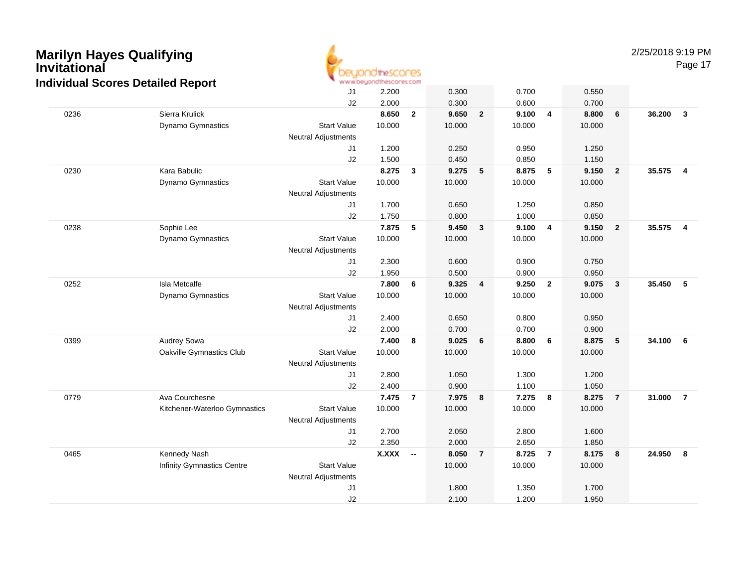# Marilyn Hayes Qualifying Invitational

## Individual Scores Detailed Report

| | | | | Score | Rank | Score | Rank | Score | Rank | Score | Rank | AA | Rank |
|---|---|---|---|---|---|---|---|---|---|---|---|---|---|
| | | | J1 | 2.200 | | 0.300 | | 0.700 | | 0.550 | | | |
| | | | J2 | 2.000 | | 0.300 | | 0.600 | | 0.700 | | | |
| 0236 | Sierra Krulick | | | 8.650 | 2 | 9.650 | 2 | 9.100 | 4 | 8.800 | 6 | 36.200 | 3 |
| | Dynamo Gymnastics | | Start Value | 10.000 | | 10.000 | | 10.000 | | 10.000 | | | |
| | | | Neutral Adjustments | | | | | | | | | | |
| | | | J1 | 1.200 | | 0.250 | | 0.950 | | 1.250 | | | |
| | | | J2 | 1.500 | | 0.450 | | 0.850 | | 1.150 | | | |
| 0230 | Kara Babulic | | | 8.275 | 3 | 9.275 | 5 | 8.875 | 5 | 9.150 | 2 | 35.575 | 4 |
| | Dynamo Gymnastics | | Start Value | 10.000 | | 10.000 | | 10.000 | | 10.000 | | | |
| | | | Neutral Adjustments | | | | | | | | | | |
| | | | J1 | 1.700 | | 0.650 | | 1.250 | | 0.850 | | | |
| | | | J2 | 1.750 | | 0.800 | | 1.000 | | 0.850 | | | |
| 0238 | Sophie Lee | | | 7.875 | 5 | 9.450 | 3 | 9.100 | 4 | 9.150 | 2 | 35.575 | 4 |
| | Dynamo Gymnastics | | Start Value | 10.000 | | 10.000 | | 10.000 | | 10.000 | | | |
| | | | Neutral Adjustments | | | | | | | | | | |
| | | | J1 | 2.300 | | 0.600 | | 0.900 | | 0.750 | | | |
| | | | J2 | 1.950 | | 0.500 | | 0.900 | | 0.950 | | | |
| 0252 | Isla Metcalfe | | | 7.800 | 6 | 9.325 | 4 | 9.250 | 2 | 9.075 | 3 | 35.450 | 5 |
| | Dynamo Gymnastics | | Start Value | 10.000 | | 10.000 | | 10.000 | | 10.000 | | | |
| | | | Neutral Adjustments | | | | | | | | | | |
| | | | J1 | 2.400 | | 0.650 | | 0.800 | | 0.950 | | | |
| | | | J2 | 2.000 | | 0.700 | | 0.700 | | 0.900 | | | |
| 0399 | Audrey Sowa | | | 7.400 | 8 | 9.025 | 6 | 8.800 | 6 | 8.875 | 5 | 34.100 | 6 |
| | Oakville Gymnastics Club | | Start Value | 10.000 | | 10.000 | | 10.000 | | 10.000 | | | |
| | | | Neutral Adjustments | | | | | | | | | | |
| | | | J1 | 2.800 | | 1.050 | | 1.300 | | 1.200 | | | |
| | | | J2 | 2.400 | | 0.900 | | 1.100 | | 1.050 | | | |
| 0779 | Ava Courchesne | | | 7.475 | 7 | 7.975 | 8 | 7.275 | 8 | 8.275 | 7 | 31.000 | 7 |
| | Kitchener-Waterloo Gymnastics | | Start Value | 10.000 | | 10.000 | | 10.000 | | 10.000 | | | |
| | | | Neutral Adjustments | | | | | | | | | | |
| | | | J1 | 2.700 | | 2.050 | | 2.800 | | 1.600 | | | |
| | | | J2 | 2.350 | | 2.000 | | 2.650 | | 1.850 | | | |
| 0465 | Kennedy Nash | | | X.XXX | -- | 8.050 | 7 | 8.725 | 7 | 8.175 | 8 | 24.950 | 8 |
| | Infinity Gymnastics Centre | | Start Value | | | 10.000 | | 10.000 | | 10.000 | | | |
| | | | Neutral Adjustments | | | | | | | | | | |
| | | | J1 | | | 1.800 | | 1.350 | | 1.700 | | | |
| | | | J2 | | | 2.100 | | 1.200 | | 1.950 | | | |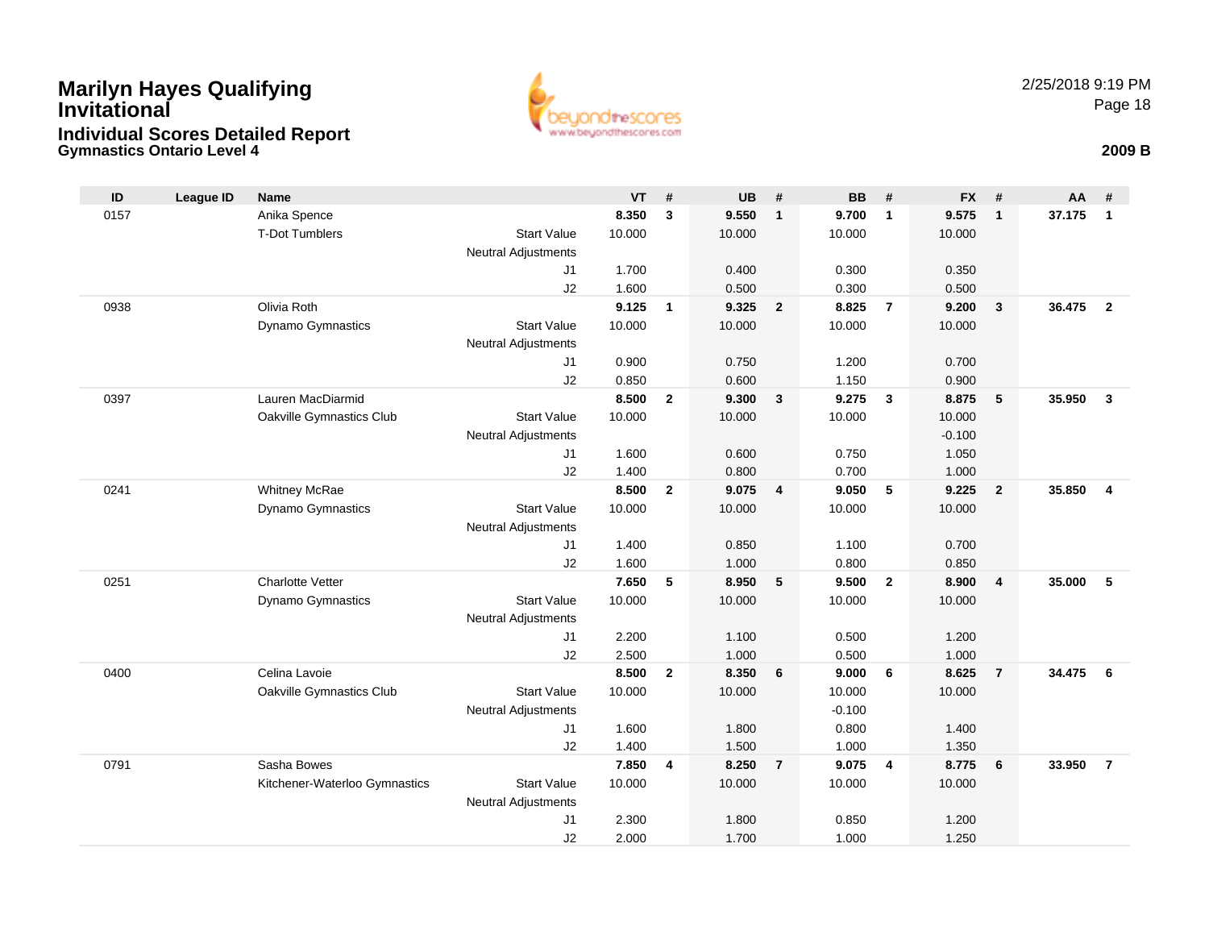# Marilyn Hayes Qualifying Invitational

## Individual Scores Detailed Report

### Gymnastics Ontario Level 4

2/25/2018 9:19 PM

**2009 B**

| ID | League ID | Name | | VT | # | UB | # | BB | # | FX | # | AA | # |
|---|---|---|---|---|---|---|---|---|---|---|---|---|---|
| 0157 | | Anika Spence | | **8.350** | **3** | **9.550** | **1** | **9.700** | **1** | **9.575** | **1** | **37.175** | **1** |
| | | T-Dot Tumblers | Start Value | 10.000 | | 10.000 | | 10.000 | | 10.000 | | | |
| | | | Neutral Adjustments | | | | | | | | | | |
| | | | J1 | 1.700 | | 0.400 | | 0.300 | | 0.350 | | | |
| | | | J2 | 1.600 | | 0.500 | | 0.300 | | 0.500 | | | |
| 0938 | | Olivia Roth | | **9.125** | **1** | **9.325** | **2** | **8.825** | **7** | **9.200** | **3** | **36.475** | **2** |
| | | Dynamo Gymnastics | Start Value | 10.000 | | 10.000 | | 10.000 | | 10.000 | | | |
| | | | Neutral Adjustments | | | | | | | | | | |
| | | | J1 | 0.900 | | 0.750 | | 1.200 | | 0.700 | | | |
| | | | J2 | 0.850 | | 0.600 | | 1.150 | | 0.900 | | | |
| 0397 | | Lauren MacDiarmid | | **8.500** | **2** | **9.300** | **3** | **9.275** | **3** | **8.875** | **5** | **35.950** | **3** |
| | | Oakville Gymnastics Club | Start Value | 10.000 | | 10.000 | | 10.000 | | 10.000 | | | |
| | | | Neutral Adjustments | | | | | | | -0.100 | | | |
| | | | J1 | 1.600 | | 0.600 | | 0.750 | | 1.050 | | | |
| | | | J2 | 1.400 | | 0.800 | | 0.700 | | 1.000 | | | |
| 0241 | | Whitney McRae | | **8.500** | **2** | **9.075** | **4** | **9.050** | **5** | **9.225** | **2** | **35.850** | **4** |
| | | Dynamo Gymnastics | Start Value | 10.000 | | 10.000 | | 10.000 | | 10.000 | | | |
| | | | Neutral Adjustments | | | | | | | | | | |
| | | | J1 | 1.400 | | 0.850 | | 1.100 | | 0.700 | | | |
| | | | J2 | 1.600 | | 1.000 | | 0.800 | | 0.850 | | | |
| 0251 | | Charlotte Vetter | | **7.650** | **5** | **8.950** | **5** | **9.500** | **2** | **8.900** | **4** | **35.000** | **5** |
| | | Dynamo Gymnastics | Start Value | 10.000 | | 10.000 | | 10.000 | | 10.000 | | | |
| | | | Neutral Adjustments | | | | | | | | | | |
| | | | J1 | 2.200 | | 1.100 | | 0.500 | | 1.200 | | | |
| | | | J2 | 2.500 | | 1.000 | | 0.500 | | 1.000 | | | |
| 0400 | | Celina Lavoie | | **8.500** | **2** | **8.350** | **6** | **9.000** | **6** | **8.625** | **7** | **34.475** | **6** |
| | | Oakville Gymnastics Club | Start Value | 10.000 | | 10.000 | | 10.000 | | 10.000 | | | |
| | | | Neutral Adjustments | | | | | -0.100 | | | | | |
| | | | J1 | 1.600 | | 1.800 | | 0.800 | | 1.400 | | | |
| | | | J2 | 1.400 | | 1.500 | | 1.000 | | 1.350 | | | |
| 0791 | | Sasha Bowes | | **7.850** | **4** | **8.250** | **7** | **9.075** | **4** | **8.775** | **6** | **33.950** | **7** |
| | | Kitchener-Waterloo Gymnastics | Start Value | 10.000 | | 10.000 | | 10.000 | | 10.000 | | | |
| | | | Neutral Adjustments | | | | | | | | | | |
| | | | J1 | 2.300 | | 1.800 | | 0.850 | | 1.200 | | | |
| | | | J2 | 2.000 | | 1.700 | | 1.000 | | 1.250 | | | |